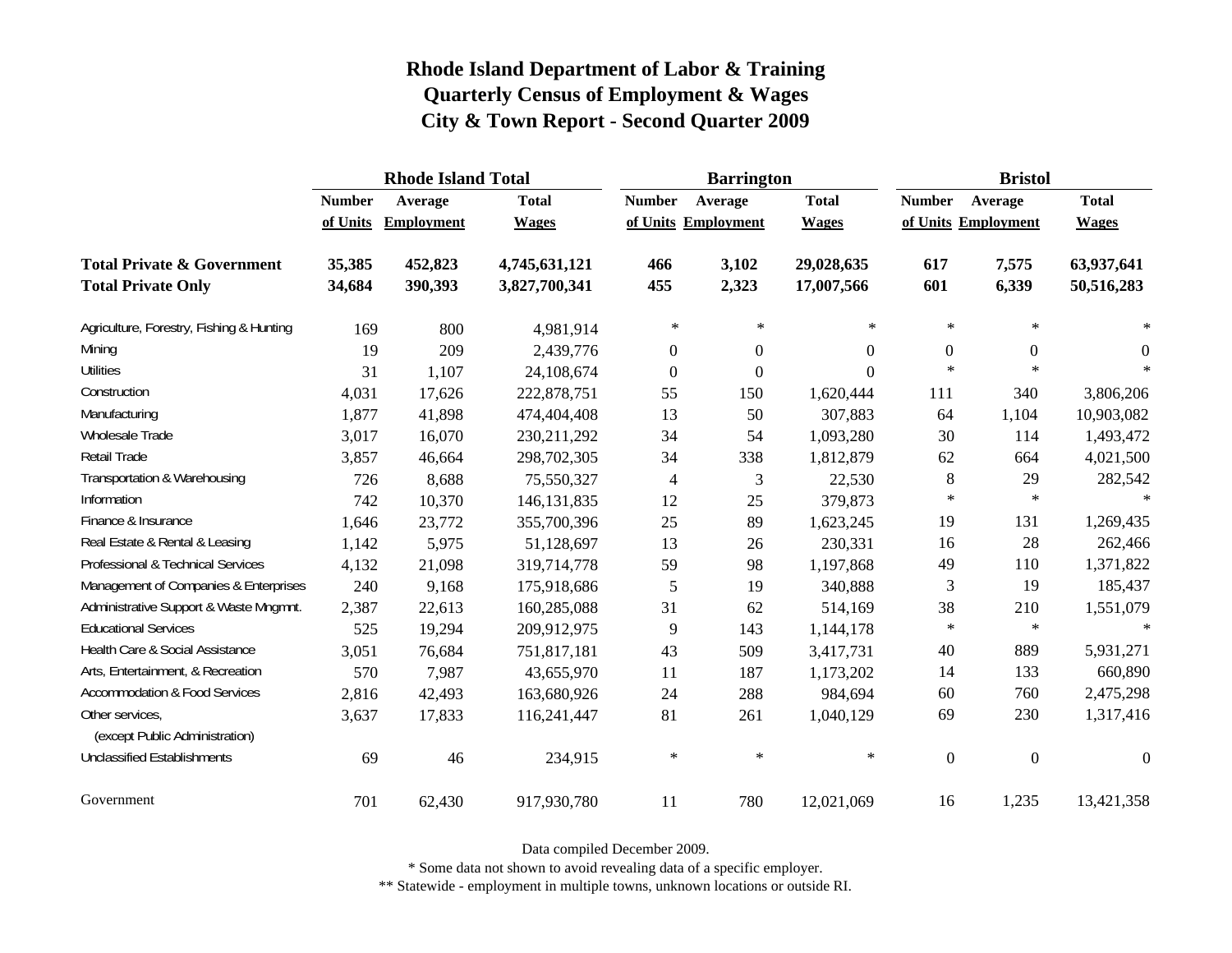# Rhode Island Department of Labor & Training
## Quarterly Census of Employment & Wages
## City & Town Report - Second Quarter 2009

| | Rhode Island Total | | | Barrington | | | Bristol | | |
|---|---|---|---|---|---|---|---|---|---|
| | Number of Units | Average Employment | Total Wages | Number of Units | Average Employment | Total Wages | Number of Units | Average Employment | Total Wages |
| **Total Private & Government** | **35,385** | **452,823** | **4,745,631,121** | **466** | **3,102** | **29,028,635** | **617** | **7,575** | **63,937,641** |
| **Total Private Only** | **34,684** | **390,393** | **3,827,700,341** | **455** | **2,323** | **17,007,566** | **601** | **6,339** | **50,516,283** |
| Agriculture, Forestry, Fishing & Hunting | 169 | 800 | 4,981,914 | * | * | * | * | * | * |
| Mining | 19 | 209 | 2,439,776 | 0 | 0 | 0 | 0 | 0 | 0 |
| Utilities | 31 | 1,107 | 24,108,674 | 0 | 0 | 0 | * | * | * |
| Construction | 4,031 | 17,626 | 222,878,751 | 55 | 150 | 1,620,444 | 111 | 340 | 3,806,206 |
| Manufacturing | 1,877 | 41,898 | 474,404,408 | 13 | 50 | 307,883 | 64 | 1,104 | 10,903,082 |
| Wholesale Trade | 3,017 | 16,070 | 230,211,292 | 34 | 54 | 1,093,280 | 30 | 114 | 1,493,472 |
| Retail Trade | 3,857 | 46,664 | 298,702,305 | 34 | 338 | 1,812,879 | 62 | 664 | 4,021,500 |
| Transportation & Warehousing | 726 | 8,688 | 75,550,327 | 4 | 3 | 22,530 | 8 | 29 | 282,542 |
| Information | 742 | 10,370 | 146,131,835 | 12 | 25 | 379,873 | * | * | * |
| Finance & Insurance | 1,646 | 23,772 | 355,700,396 | 25 | 89 | 1,623,245 | 19 | 131 | 1,269,435 |
| Real Estate & Rental & Leasing | 1,142 | 5,975 | 51,128,697 | 13 | 26 | 230,331 | 16 | 28 | 262,466 |
| Professional & Technical Services | 4,132 | 21,098 | 319,714,778 | 59 | 98 | 1,197,868 | 49 | 110 | 1,371,822 |
| Management of Companies & Enterprises | 240 | 9,168 | 175,918,686 | 5 | 19 | 340,888 | 3 | 19 | 185,437 |
| Administrative Support & Waste Mngmnt. | 2,387 | 22,613 | 160,285,088 | 31 | 62 | 514,169 | 38 | 210 | 1,551,079 |
| Educational Services | 525 | 19,294 | 209,912,975 | 9 | 143 | 1,144,178 | * | * | * |
| Health Care & Social Assistance | 3,051 | 76,684 | 751,817,181 | 43 | 509 | 3,417,731 | 40 | 889 | 5,931,271 |
| Arts, Entertainment, & Recreation | 570 | 7,987 | 43,655,970 | 11 | 187 | 1,173,202 | 14 | 133 | 660,890 |
| Accommodation & Food Services | 2,816 | 42,493 | 163,680,926 | 24 | 288 | 984,694 | 60 | 760 | 2,475,298 |
| Other services, (except Public Administration) | 3,637 | 17,833 | 116,241,447 | 81 | 261 | 1,040,129 | 69 | 230 | 1,317,416 |
| Unclassified Establishments | 69 | 46 | 234,915 | * | * | * | 0 | 0 | 0 |
| Government | 701 | 62,430 | 917,930,780 | 11 | 780 | 12,021,069 | 16 | 1,235 | 13,421,358 |

Data compiled December 2009.

* Some data not shown to avoid revealing data of a specific employer.

** Statewide - employment in multiple towns, unknown locations or outside RI.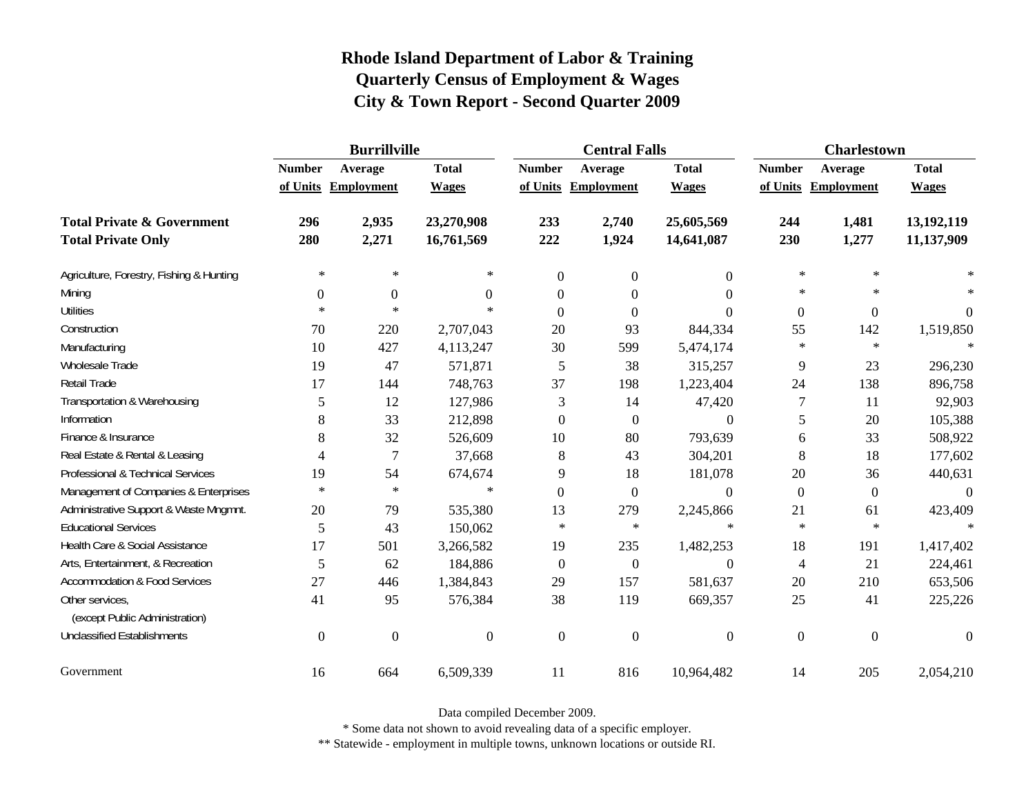# Rhode Island Department of Labor & Training
## Quarterly Census of Employment & Wages
## City & Town Report - Second Quarter 2009

| | Burrillville | | | Central Falls | | | Charlestown | | |
|---|---|---|---|---|---|---|---|---|---|
| | Number of Units | Average Employment | Total Wages | Number of Units | Average Employment | Total Wages | Number of Units | Average Employment | Total Wages |
| **Total Private & Government** | **296** | **2,935** | **23,270,908** | **233** | **2,740** | **25,605,569** | **244** | **1,481** | **13,192,119** |
| **Total Private Only** | **280** | **2,271** | **16,761,569** | **222** | **1,924** | **14,641,087** | **230** | **1,277** | **11,137,909** |
| Agriculture, Forestry, Fishing & Hunting | * | * | * | 0 | 0 | 0 | * | * | * |
| Mining | 0 | 0 | 0 | 0 | 0 | 0 | * | * | * |
| Utilities | * | * | * | 0 | 0 | 0 | 0 | 0 | 0 |
| Construction | 70 | 220 | 2,707,043 | 20 | 93 | 844,334 | 55 | 142 | 1,519,850 |
| Manufacturing | 10 | 427 | 4,113,247 | 30 | 599 | 5,474,174 | * | * | * |
| Wholesale Trade | 19 | 47 | 571,871 | 5 | 38 | 315,257 | 9 | 23 | 296,230 |
| Retail Trade | 17 | 144 | 748,763 | 37 | 198 | 1,223,404 | 24 | 138 | 896,758 |
| Transportation & Warehousing | 5 | 12 | 127,986 | 3 | 14 | 47,420 | 7 | 11 | 92,903 |
| Information | 8 | 33 | 212,898 | 0 | 0 | 0 | 5 | 20 | 105,388 |
| Finance & Insurance | 8 | 32 | 526,609 | 10 | 80 | 793,639 | 6 | 33 | 508,922 |
| Real Estate & Rental & Leasing | 4 | 7 | 37,668 | 8 | 43 | 304,201 | 8 | 18 | 177,602 |
| Professional & Technical Services | 19 | 54 | 674,674 | 9 | 18 | 181,078 | 20 | 36 | 440,631 |
| Management of Companies & Enterprises | * | * | * | 0 | 0 | 0 | 0 | 0 | 0 |
| Administrative Support & Waste Mngmnt. | 20 | 79 | 535,380 | 13 | 279 | 2,245,866 | 21 | 61 | 423,409 |
| Educational Services | 5 | 43 | 150,062 | * | * | * | * | * | * |
| Health Care & Social Assistance | 17 | 501 | 3,266,582 | 19 | 235 | 1,482,253 | 18 | 191 | 1,417,402 |
| Arts, Entertainment, & Recreation | 5 | 62 | 184,886 | 0 | 0 | 0 | 4 | 21 | 224,461 |
| Accommodation & Food Services | 27 | 446 | 1,384,843 | 29 | 157 | 581,637 | 20 | 210 | 653,506 |
| Other services, (except Public Administration) | 41 | 95 | 576,384 | 38 | 119 | 669,357 | 25 | 41 | 225,226 |
| Unclassified Establishments | 0 | 0 | 0 | 0 | 0 | 0 | 0 | 0 | 0 |
| Government | 16 | 664 | 6,509,339 | 11 | 816 | 10,964,482 | 14 | 205 | 2,054,210 |

Data compiled December 2009.

* Some data not shown to avoid revealing data of a specific employer.

** Statewide - employment in multiple towns, unknown locations or outside RI.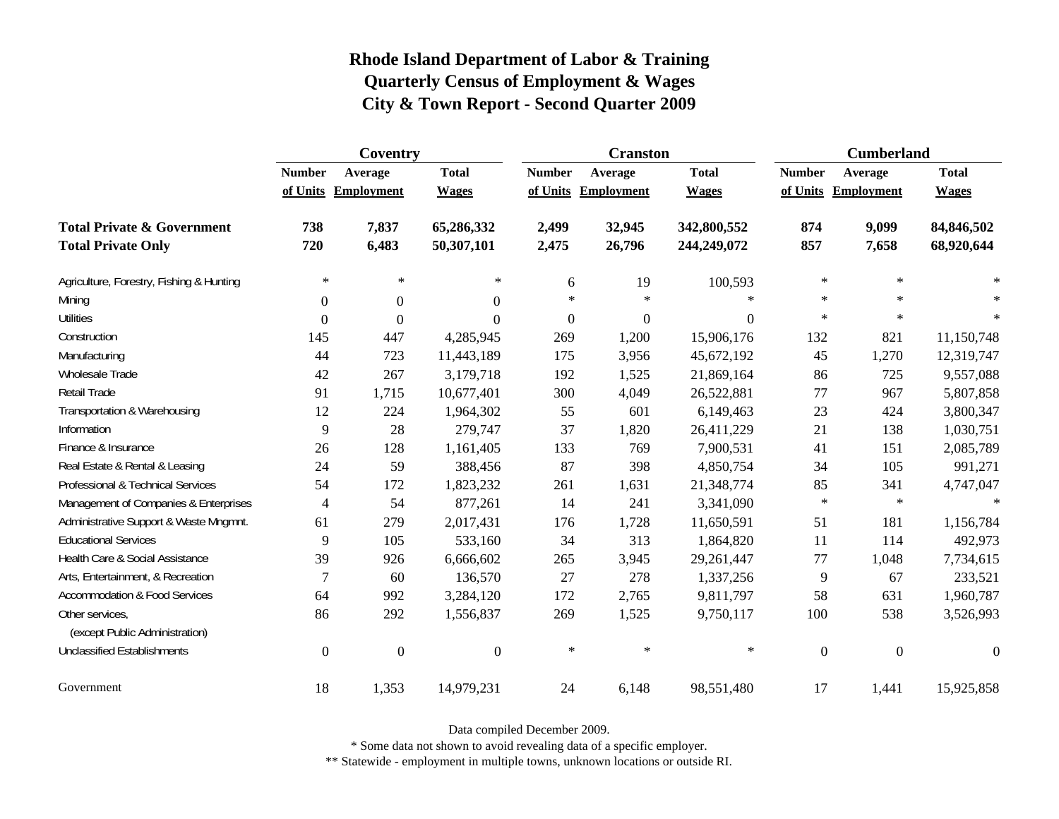# Rhode Island Department of Labor & Training
## Quarterly Census of Employment & Wages
## City & Town Report - Second Quarter 2009

| | Coventry | | | Cranston | | | Cumberland | | |
|---|---|---|---|---|---|---|---|---|---|
| | Number of Units | Average Employment | Total Wages | Number of Units | Average Employment | Total Wages | Number of Units | Average Employment | Total Wages |
| **Total Private & Government** | **738** | **7,837** | **65,286,332** | **2,499** | **32,945** | **342,800,552** | **874** | **9,099** | **84,846,502** |
| **Total Private Only** | **720** | **6,483** | **50,307,101** | **2,475** | **26,796** | **244,249,072** | **857** | **7,658** | **68,920,644** |
| Agriculture, Forestry, Fishing & Hunting | * | * | * | 6 | 19 | 100,593 | * | * | * |
| Mining | 0 | 0 | 0 | * | * | * | * | * | * |
| Utilities | 0 | 0 | 0 | 0 | 0 | 0 | * | * | * |
| Construction | 145 | 447 | 4,285,945 | 269 | 1,200 | 15,906,176 | 132 | 821 | 11,150,748 |
| Manufacturing | 44 | 723 | 11,443,189 | 175 | 3,956 | 45,672,192 | 45 | 1,270 | 12,319,747 |
| Wholesale Trade | 42 | 267 | 3,179,718 | 192 | 1,525 | 21,869,164 | 86 | 725 | 9,557,088 |
| Retail Trade | 91 | 1,715 | 10,677,401 | 300 | 4,049 | 26,522,881 | 77 | 967 | 5,807,858 |
| Transportation & Warehousing | 12 | 224 | 1,964,302 | 55 | 601 | 6,149,463 | 23 | 424 | 3,800,347 |
| Information | 9 | 28 | 279,747 | 37 | 1,820 | 26,411,229 | 21 | 138 | 1,030,751 |
| Finance & Insurance | 26 | 128 | 1,161,405 | 133 | 769 | 7,900,531 | 41 | 151 | 2,085,789 |
| Real Estate & Rental & Leasing | 24 | 59 | 388,456 | 87 | 398 | 4,850,754 | 34 | 105 | 991,271 |
| Professional & Technical Services | 54 | 172 | 1,823,232 | 261 | 1,631 | 21,348,774 | 85 | 341 | 4,747,047 |
| Management of Companies & Enterprises | 4 | 54 | 877,261 | 14 | 241 | 3,341,090 | * | * | * |
| Administrative Support & Waste Mngmnt. | 61 | 279 | 2,017,431 | 176 | 1,728 | 11,650,591 | 51 | 181 | 1,156,784 |
| Educational Services | 9 | 105 | 533,160 | 34 | 313 | 1,864,820 | 11 | 114 | 492,973 |
| Health Care & Social Assistance | 39 | 926 | 6,666,602 | 265 | 3,945 | 29,261,447 | 77 | 1,048 | 7,734,615 |
| Arts, Entertainment, & Recreation | 7 | 60 | 136,570 | 27 | 278 | 1,337,256 | 9 | 67 | 233,521 |
| Accommodation & Food Services | 64 | 992 | 3,284,120 | 172 | 2,765 | 9,811,797 | 58 | 631 | 1,960,787 |
| Other services, (except Public Administration) | 86 | 292 | 1,556,837 | 269 | 1,525 | 9,750,117 | 100 | 538 | 3,526,993 |
| Unclassified Establishments | 0 | 0 | 0 | * | * | * | 0 | 0 | 0 |
| Government | 18 | 1,353 | 14,979,231 | 24 | 6,148 | 98,551,480 | 17 | 1,441 | 15,925,858 |

Data compiled December 2009.

* Some data not shown to avoid revealing data of a specific employer.

** Statewide - employment in multiple towns, unknown locations or outside RI.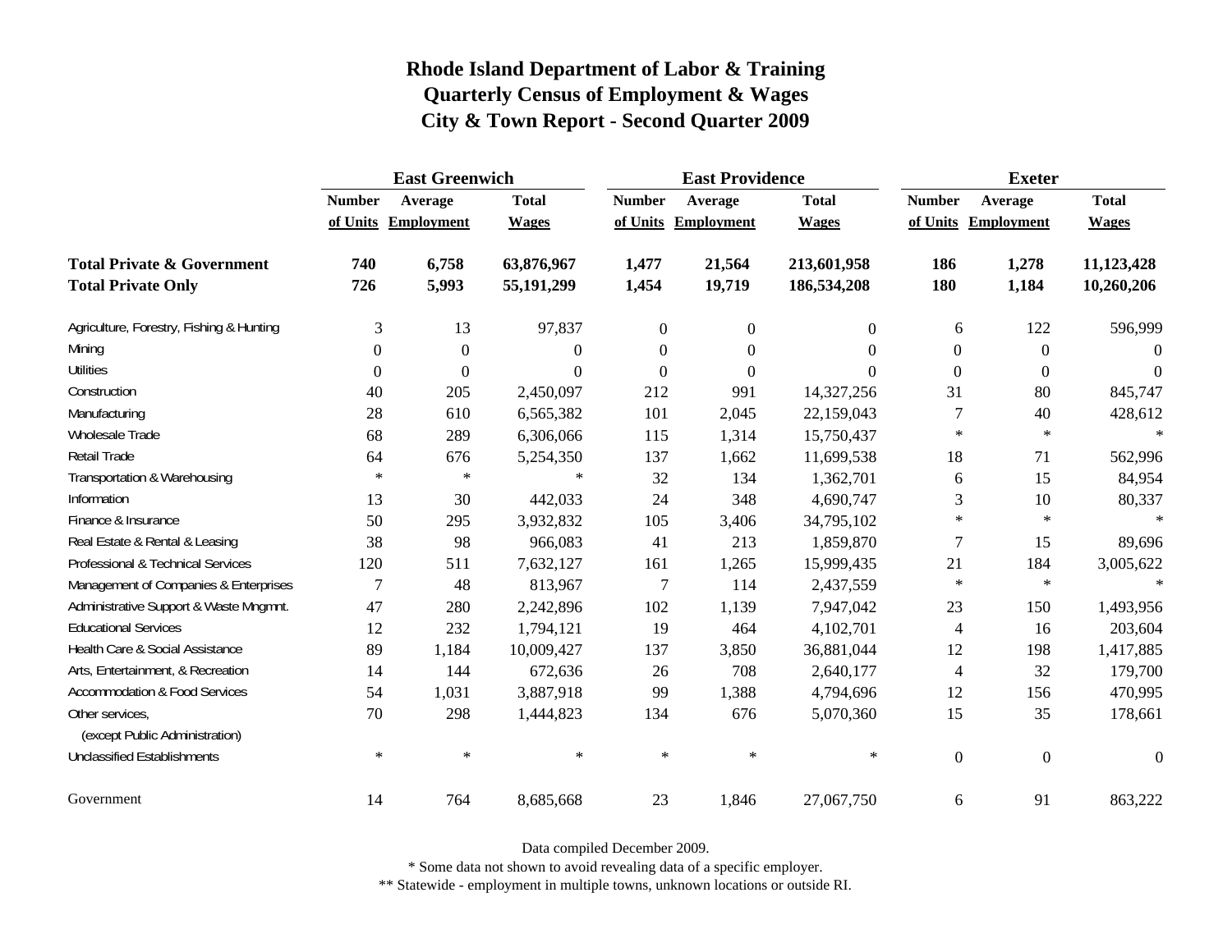# Rhode Island Department of Labor & Training
## Quarterly Census of Employment & Wages
## City & Town Report - Second Quarter 2009

| | East Greenwich | | | East Providence | | | Exeter | | |
|---|---|---|---|---|---|---|---|---|---|
| | Number of Units | Average Employment | Total Wages | Number of Units | Average Employment | Total Wages | Number of Units | Average Employment | Total Wages |
| **Total Private & Government** | **740** | **6,758** | **63,876,967** | **1,477** | **21,564** | **213,601,958** | **186** | **1,278** | **11,123,428** |
| **Total Private Only** | **726** | **5,993** | **55,191,299** | **1,454** | **19,719** | **186,534,208** | **180** | **1,184** | **10,260,206** |
| Agriculture, Forestry, Fishing & Hunting | 3 | 13 | 97,837 | 0 | 0 | 0 | 6 | 122 | 596,999 |
| Mining | 0 | 0 | 0 | 0 | 0 | 0 | 0 | 0 | 0 |
| Utilities | 0 | 0 | 0 | 0 | 0 | 0 | 0 | 0 | 0 |
| Construction | 40 | 205 | 2,450,097 | 212 | 991 | 14,327,256 | 31 | 80 | 845,747 |
| Manufacturing | 28 | 610 | 6,565,382 | 101 | 2,045 | 22,159,043 | 7 | 40 | 428,612 |
| Wholesale Trade | 68 | 289 | 6,306,066 | 115 | 1,314 | 15,750,437 | * | * | * |
| Retail Trade | 64 | 676 | 5,254,350 | 137 | 1,662 | 11,699,538 | 18 | 71 | 562,996 |
| Transportation & Warehousing | * | * | * | 32 | 134 | 1,362,701 | 6 | 15 | 84,954 |
| Information | 13 | 30 | 442,033 | 24 | 348 | 4,690,747 | 3 | 10 | 80,337 |
| Finance & Insurance | 50 | 295 | 3,932,832 | 105 | 3,406 | 34,795,102 | * | * | * |
| Real Estate & Rental & Leasing | 38 | 98 | 966,083 | 41 | 213 | 1,859,870 | 7 | 15 | 89,696 |
| Professional & Technical Services | 120 | 511 | 7,632,127 | 161 | 1,265 | 15,999,435 | 21 | 184 | 3,005,622 |
| Management of Companies & Enterprises | 7 | 48 | 813,967 | 7 | 114 | 2,437,559 | * | * | * |
| Administrative Support & Waste Mngmnt. | 47 | 280 | 2,242,896 | 102 | 1,139 | 7,947,042 | 23 | 150 | 1,493,956 |
| Educational Services | 12 | 232 | 1,794,121 | 19 | 464 | 4,102,701 | 4 | 16 | 203,604 |
| Health Care & Social Assistance | 89 | 1,184 | 10,009,427 | 137 | 3,850 | 36,881,044 | 12 | 198 | 1,417,885 |
| Arts, Entertainment, & Recreation | 14 | 144 | 672,636 | 26 | 708 | 2,640,177 | 4 | 32 | 179,700 |
| Accommodation & Food Services | 54 | 1,031 | 3,887,918 | 99 | 1,388 | 4,794,696 | 12 | 156 | 470,995 |
| Other services, (except Public Administration) | 70 | 298 | 1,444,823 | 134 | 676 | 5,070,360 | 15 | 35 | 178,661 |
| Unclassified Establishments | * | * | * | * | * | * | 0 | 0 | 0 |
| Government | 14 | 764 | 8,685,668 | 23 | 1,846 | 27,067,750 | 6 | 91 | 863,222 |

Data compiled December 2009.

* Some data not shown to avoid revealing data of a specific employer.

** Statewide - employment in multiple towns, unknown locations or outside RI.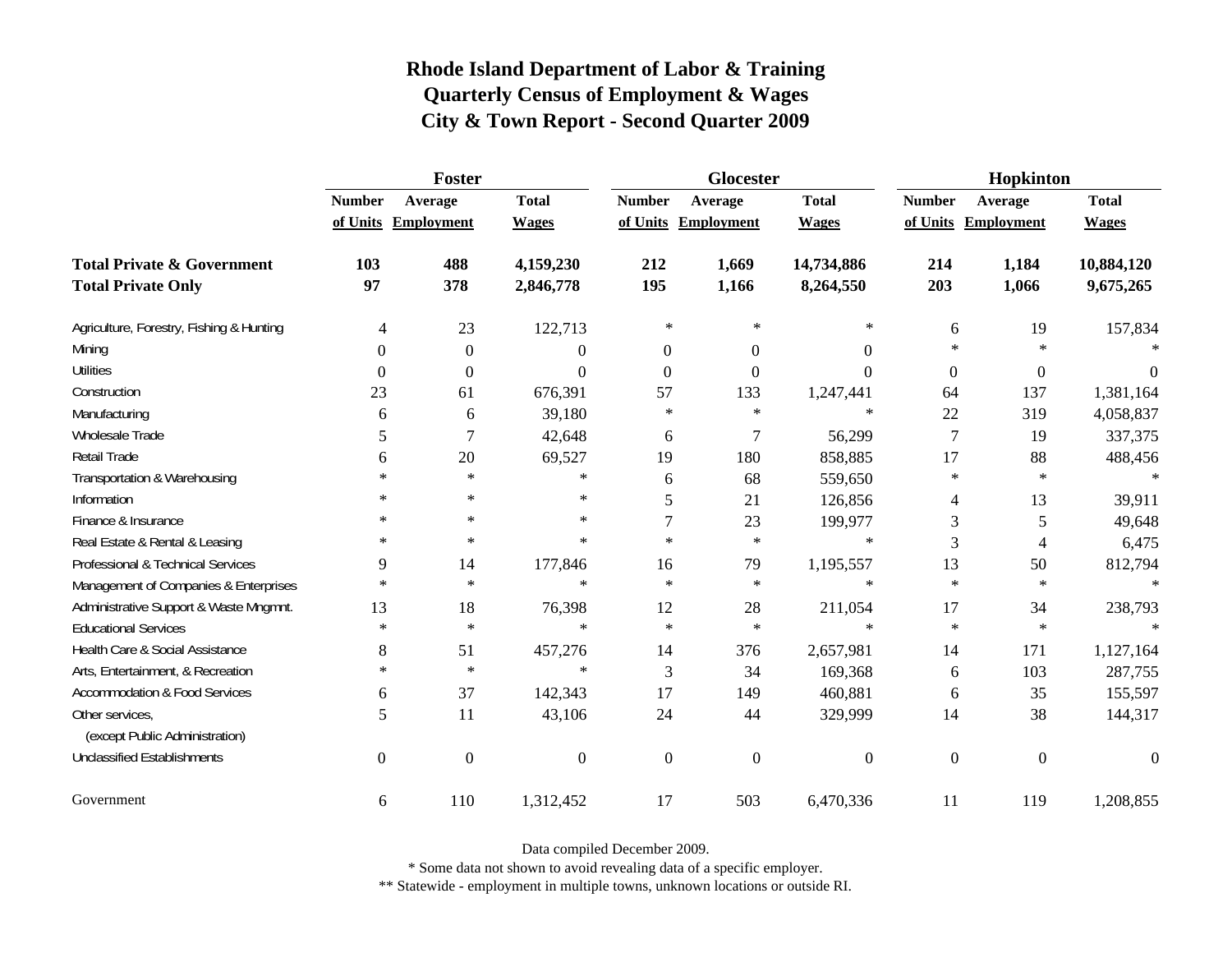# Rhode Island Department of Labor & Training
## Quarterly Census of Employment & Wages
## City & Town Report - Second Quarter 2009

| | Foster | | | Glocester | | | Hopkinton | | |
|---|---|---|---|---|---|---|---|---|---|
| | Number of Units | Average Employment | Total Wages | Number of Units | Average Employment | Total Wages | Number of Units | Average Employment | Total Wages |
| **Total Private & Government** | **103** | **488** | **4,159,230** | **212** | **1,669** | **14,734,886** | **214** | **1,184** | **10,884,120** |
| **Total Private Only** | **97** | **378** | **2,846,778** | **195** | **1,166** | **8,264,550** | **203** | **1,066** | **9,675,265** |
| Agriculture, Forestry, Fishing & Hunting | 4 | 23 | 122,713 | * | * | * | 6 | 19 | 157,834 |
| Mining | 0 | 0 | 0 | 0 | 0 | 0 | * | * | * |
| Utilities | 0 | 0 | 0 | 0 | 0 | 0 | 0 | 0 | 0 |
| Construction | 23 | 61 | 676,391 | 57 | 133 | 1,247,441 | 64 | 137 | 1,381,164 |
| Manufacturing | 6 | 6 | 39,180 | * | * | * | 22 | 319 | 4,058,837 |
| Wholesale Trade | 5 | 7 | 42,648 | 6 | 7 | 56,299 | 7 | 19 | 337,375 |
| Retail Trade | 6 | 20 | 69,527 | 19 | 180 | 858,885 | 17 | 88 | 488,456 |
| Transportation & Warehousing | * | * | * | 6 | 68 | 559,650 | * | * | * |
| Information | * | * | * | 5 | 21 | 126,856 | 4 | 13 | 39,911 |
| Finance & Insurance | * | * | * | 7 | 23 | 199,977 | 3 | 5 | 49,648 |
| Real Estate & Rental & Leasing | * | * | * | * | * | * | 3 | 4 | 6,475 |
| Professional & Technical Services | 9 | 14 | 177,846 | 16 | 79 | 1,195,557 | 13 | 50 | 812,794 |
| Management of Companies & Enterprises | * | * | * | * | * | * | * | * | * |
| Administrative Support & Waste Mngmnt. | 13 | 18 | 76,398 | 12 | 28 | 211,054 | 17 | 34 | 238,793 |
| Educational Services | * | * | * | * | * | * | * | * | * |
| Health Care & Social Assistance | 8 | 51 | 457,276 | 14 | 376 | 2,657,981 | 14 | 171 | 1,127,164 |
| Arts, Entertainment, & Recreation | * | * | * | 3 | 34 | 169,368 | 6 | 103 | 287,755 |
| Accommodation & Food Services | 6 | 37 | 142,343 | 17 | 149 | 460,881 | 6 | 35 | 155,597 |
| Other services, (except Public Administration) | 5 | 11 | 43,106 | 24 | 44 | 329,999 | 14 | 38 | 144,317 |
| Unclassified Establishments | 0 | 0 | 0 | 0 | 0 | 0 | 0 | 0 | 0 |
| Government | 6 | 110 | 1,312,452 | 17 | 503 | 6,470,336 | 11 | 119 | 1,208,855 |

Data compiled December 2009.

* Some data not shown to avoid revealing data of a specific employer.

** Statewide - employment in multiple towns, unknown locations or outside RI.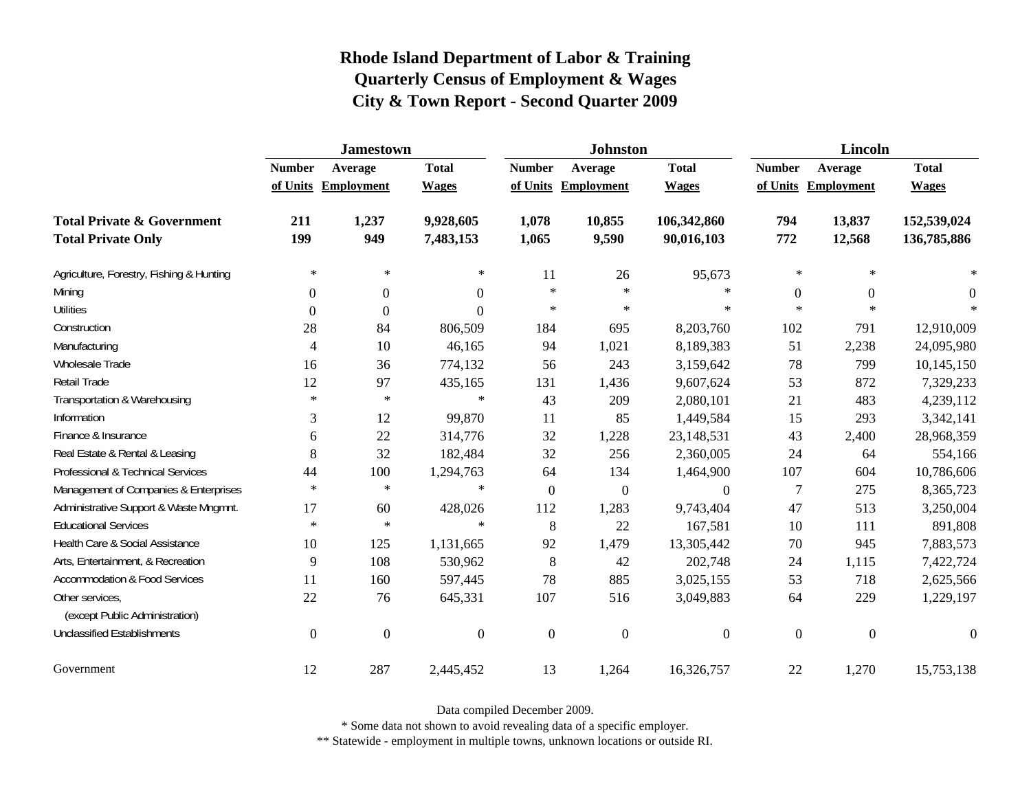# Rhode Island Department of Labor & Training
## Quarterly Census of Employment & Wages
## City & Town Report - Second Quarter 2009

| | Jamestown | | | Johnston | | | Lincoln | | |
|---|---|---|---|---|---|---|---|---|---|
| | Number of Units | Average Employment | Total Wages | Number of Units | Average Employment | Total Wages | Number of Units | Average Employment | Total Wages |
| **Total Private & Government** | **211** | **1,237** | **9,928,605** | **1,078** | **10,855** | **106,342,860** | **794** | **13,837** | **152,539,024** |
| **Total Private Only** | **199** | **949** | **7,483,153** | **1,065** | **9,590** | **90,016,103** | **772** | **12,568** | **136,785,886** |
| Agriculture, Forestry, Fishing & Hunting | * | * | * | 11 | 26 | 95,673 | * | * | * |
| Mining | 0 | 0 | 0 | * | * | * | 0 | 0 | 0 |
| Utilities | 0 | 0 | 0 | * | * | * | * | * | * |
| Construction | 28 | 84 | 806,509 | 184 | 695 | 8,203,760 | 102 | 791 | 12,910,009 |
| Manufacturing | 4 | 10 | 46,165 | 94 | 1,021 | 8,189,383 | 51 | 2,238 | 24,095,980 |
| Wholesale Trade | 16 | 36 | 774,132 | 56 | 243 | 3,159,642 | 78 | 799 | 10,145,150 |
| Retail Trade | 12 | 97 | 435,165 | 131 | 1,436 | 9,607,624 | 53 | 872 | 7,329,233 |
| Transportation & Warehousing | * | * | * | 43 | 209 | 2,080,101 | 21 | 483 | 4,239,112 |
| Information | 3 | 12 | 99,870 | 11 | 85 | 1,449,584 | 15 | 293 | 3,342,141 |
| Finance & Insurance | 6 | 22 | 314,776 | 32 | 1,228 | 23,148,531 | 43 | 2,400 | 28,968,359 |
| Real Estate & Rental & Leasing | 8 | 32 | 182,484 | 32 | 256 | 2,360,005 | 24 | 64 | 554,166 |
| Professional & Technical Services | 44 | 100 | 1,294,763 | 64 | 134 | 1,464,900 | 107 | 604 | 10,786,606 |
| Management of Companies & Enterprises | * | * | * | 0 | 0 | 0 | 7 | 275 | 8,365,723 |
| Administrative Support & Waste Mngmnt. | 17 | 60 | 428,026 | 112 | 1,283 | 9,743,404 | 47 | 513 | 3,250,004 |
| Educational Services | * | * | * | 8 | 22 | 167,581 | 10 | 111 | 891,808 |
| Health Care & Social Assistance | 10 | 125 | 1,131,665 | 92 | 1,479 | 13,305,442 | 70 | 945 | 7,883,573 |
| Arts, Entertainment, & Recreation | 9 | 108 | 530,962 | 8 | 42 | 202,748 | 24 | 1,115 | 7,422,724 |
| Accommodation & Food Services | 11 | 160 | 597,445 | 78 | 885 | 3,025,155 | 53 | 718 | 2,625,566 |
| Other services, (except Public Administration) | 22 | 76 | 645,331 | 107 | 516 | 3,049,883 | 64 | 229 | 1,229,197 |
| Unclassified Establishments | 0 | 0 | 0 | 0 | 0 | 0 | 0 | 0 | 0 |
| Government | 12 | 287 | 2,445,452 | 13 | 1,264 | 16,326,757 | 22 | 1,270 | 15,753,138 |

Data compiled December 2009.

* Some data not shown to avoid revealing data of a specific employer.

** Statewide - employment in multiple towns, unknown locations or outside RI.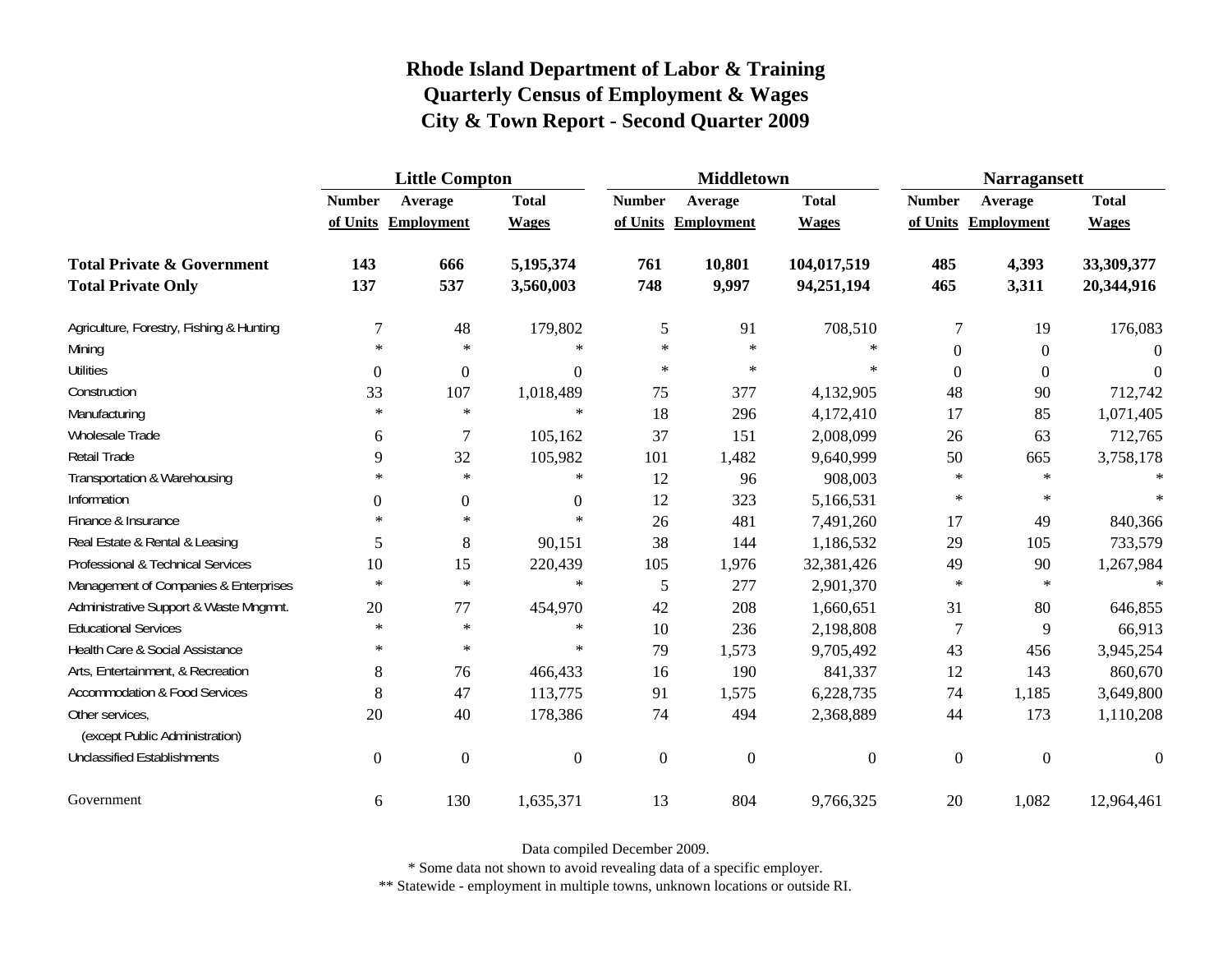# Rhode Island Department of Labor & Training
## Quarterly Census of Employment & Wages
## City & Town Report - Second Quarter 2009

| | Little Compton | | | Middletown | | | Narragansett | | |
|---|---|---|---|---|---|---|---|---|---|
| | Number of Units | Average Employment | Total Wages | Number of Units | Average Employment | Total Wages | Number of Units | Average Employment | Total Wages |
| **Total Private & Government** | **143** | **666** | **5,195,374** | **761** | **10,801** | **104,017,519** | **485** | **4,393** | **33,309,377** |
| **Total Private Only** | **137** | **537** | **3,560,003** | **748** | **9,997** | **94,251,194** | **465** | **3,311** | **20,344,916** |
| Agriculture, Forestry, Fishing & Hunting | 7 | 48 | 179,802 | 5 | 91 | 708,510 | 7 | 19 | 176,083 |
| Mining | * | * | * | * | * | * | 0 | 0 | 0 |
| Utilities | 0 | 0 | 0 | * | * | * | 0 | 0 | 0 |
| Construction | 33 | 107 | 1,018,489 | 75 | 377 | 4,132,905 | 48 | 90 | 712,742 |
| Manufacturing | * | * | * | 18 | 296 | 4,172,410 | 17 | 85 | 1,071,405 |
| Wholesale Trade | 6 | 7 | 105,162 | 37 | 151 | 2,008,099 | 26 | 63 | 712,765 |
| Retail Trade | 9 | 32 | 105,982 | 101 | 1,482 | 9,640,999 | 50 | 665 | 3,758,178 |
| Transportation & Warehousing | * | * | * | 12 | 96 | 908,003 | * | * | * |
| Information | 0 | 0 | 0 | 12 | 323 | 5,166,531 | * | * | * |
| Finance & Insurance | * | * | * | 26 | 481 | 7,491,260 | 17 | 49 | 840,366 |
| Real Estate & Rental & Leasing | 5 | 8 | 90,151 | 38 | 144 | 1,186,532 | 29 | 105 | 733,579 |
| Professional & Technical Services | 10 | 15 | 220,439 | 105 | 1,976 | 32,381,426 | 49 | 90 | 1,267,984 |
| Management of Companies & Enterprises | * | * | * | 5 | 277 | 2,901,370 | * | * | * |
| Administrative Support & Waste Mngmnt. | 20 | 77 | 454,970 | 42 | 208 | 1,660,651 | 31 | 80 | 646,855 |
| Educational Services | * | * | * | 10 | 236 | 2,198,808 | 7 | 9 | 66,913 |
| Health Care & Social Assistance | * | * | * | 79 | 1,573 | 9,705,492 | 43 | 456 | 3,945,254 |
| Arts, Entertainment, & Recreation | 8 | 76 | 466,433 | 16 | 190 | 841,337 | 12 | 143 | 860,670 |
| Accommodation & Food Services | 8 | 47 | 113,775 | 91 | 1,575 | 6,228,735 | 74 | 1,185 | 3,649,800 |
| Other services, (except Public Administration) | 20 | 40 | 178,386 | 74 | 494 | 2,368,889 | 44 | 173 | 1,110,208 |
| Unclassified Establishments | 0 | 0 | 0 | 0 | 0 | 0 | 0 | 0 | 0 |
| Government | 6 | 130 | 1,635,371 | 13 | 804 | 9,766,325 | 20 | 1,082 | 12,964,461 |

Data compiled December 2009.

* Some data not shown to avoid revealing data of a specific employer.

** Statewide - employment in multiple towns, unknown locations or outside RI.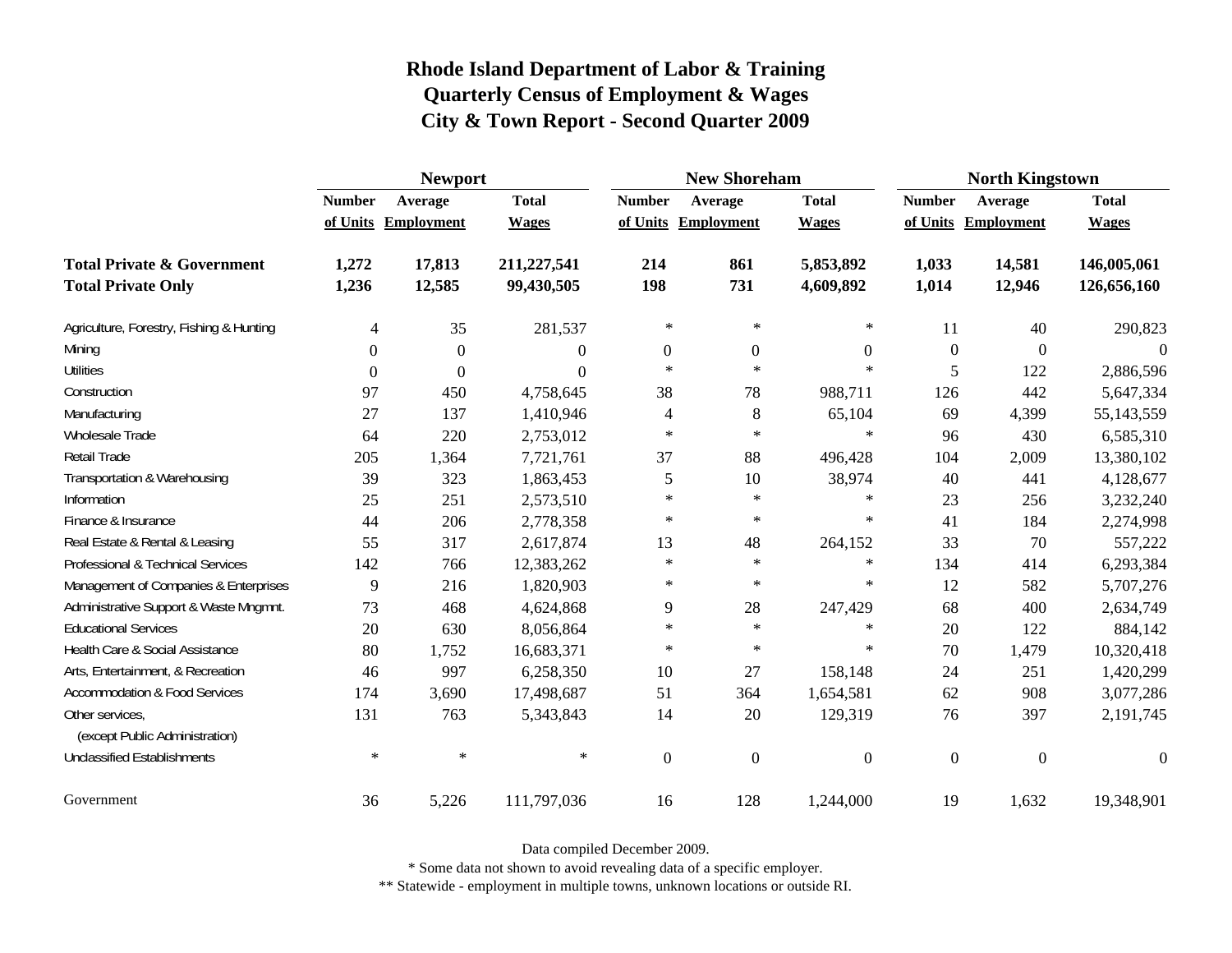# Rhode Island Department of Labor & Training
## Quarterly Census of Employment & Wages
## City & Town Report - Second Quarter 2009

| | Newport | | | New Shoreham | | | North Kingstown | | |
|---|---|---|---|---|---|---|---|---|---|
| | Number of Units | Average Employment | Total Wages | Number of Units | Average Employment | Total Wages | Number of Units | Average Employment | Total Wages |
| **Total Private & Government** | **1,272** | **17,813** | **211,227,541** | **214** | **861** | **5,853,892** | **1,033** | **14,581** | **146,005,061** |
| **Total Private Only** | **1,236** | **12,585** | **99,430,505** | **198** | **731** | **4,609,892** | **1,014** | **12,946** | **126,656,160** |
| Agriculture, Forestry, Fishing & Hunting | 4 | 35 | 281,537 | * | * | * | 11 | 40 | 290,823 |
| Mining | 0 | 0 | 0 | 0 | 0 | 0 | 0 | 0 | 0 |
| Utilities | 0 | 0 | 0 | * | * | * | 5 | 122 | 2,886,596 |
| Construction | 97 | 450 | 4,758,645 | 38 | 78 | 988,711 | 126 | 442 | 5,647,334 |
| Manufacturing | 27 | 137 | 1,410,946 | 4 | 8 | 65,104 | 69 | 4,399 | 55,143,559 |
| Wholesale Trade | 64 | 220 | 2,753,012 | * | * | * | 96 | 430 | 6,585,310 |
| Retail Trade | 205 | 1,364 | 7,721,761 | 37 | 88 | 496,428 | 104 | 2,009 | 13,380,102 |
| Transportation & Warehousing | 39 | 323 | 1,863,453 | 5 | 10 | 38,974 | 40 | 441 | 4,128,677 |
| Information | 25 | 251 | 2,573,510 | * | * | * | 23 | 256 | 3,232,240 |
| Finance & Insurance | 44 | 206 | 2,778,358 | * | * | * | 41 | 184 | 2,274,998 |
| Real Estate & Rental & Leasing | 55 | 317 | 2,617,874 | 13 | 48 | 264,152 | 33 | 70 | 557,222 |
| Professional & Technical Services | 142 | 766 | 12,383,262 | * | * | * | 134 | 414 | 6,293,384 |
| Management of Companies & Enterprises | 9 | 216 | 1,820,903 | * | * | * | 12 | 582 | 5,707,276 |
| Administrative Support & Waste Mngmnt. | 73 | 468 | 4,624,868 | 9 | 28 | 247,429 | 68 | 400 | 2,634,749 |
| Educational Services | 20 | 630 | 8,056,864 | * | * | * | 20 | 122 | 884,142 |
| Health Care & Social Assistance | 80 | 1,752 | 16,683,371 | * | * | * | 70 | 1,479 | 10,320,418 |
| Arts, Entertainment, & Recreation | 46 | 997 | 6,258,350 | 10 | 27 | 158,148 | 24 | 251 | 1,420,299 |
| Accommodation & Food Services | 174 | 3,690 | 17,498,687 | 51 | 364 | 1,654,581 | 62 | 908 | 3,077,286 |
| Other services, (except Public Administration) | 131 | 763 | 5,343,843 | 14 | 20 | 129,319 | 76 | 397 | 2,191,745 |
| Unclassified Establishments | * | * | * | 0 | 0 | 0 | 0 | 0 | 0 |
| Government | 36 | 5,226 | 111,797,036 | 16 | 128 | 1,244,000 | 19 | 1,632 | 19,348,901 |

Data compiled December 2009.

* Some data not shown to avoid revealing data of a specific employer.

** Statewide - employment in multiple towns, unknown locations or outside RI.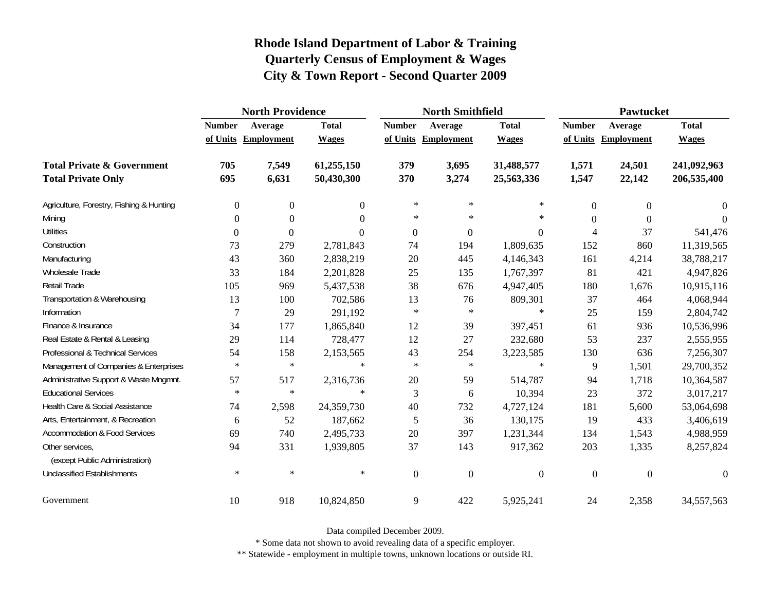# Rhode Island Department of Labor & Training
# Quarterly Census of Employment & Wages
# City & Town Report - Second Quarter 2009

| | North Providence | | | North Smithfield | | | Pawtucket | | |
|---|---|---|---|---|---|---|---|---|---|
| | Number of Units | Average Employment | Total Wages | Number of Units | Average Employment | Total Wages | Number of Units | Average Employment | Total Wages |
| **Total Private & Government** | **705** | **7,549** | **61,255,150** | **379** | **3,695** | **31,488,577** | **1,571** | **24,501** | **241,092,963** |
| **Total Private Only** | **695** | **6,631** | **50,430,300** | **370** | **3,274** | **25,563,336** | **1,547** | **22,142** | **206,535,400** |
| Agriculture, Forestry, Fishing & Hunting | 0 | 0 | 0 | * | * | * | 0 | 0 | 0 |
| Mining | 0 | 0 | 0 | * | * | * | 0 | 0 | 0 |
| Utilities | 0 | 0 | 0 | 0 | 0 | 0 | 4 | 37 | 541,476 |
| Construction | 73 | 279 | 2,781,843 | 74 | 194 | 1,809,635 | 152 | 860 | 11,319,565 |
| Manufacturing | 43 | 360 | 2,838,219 | 20 | 445 | 4,146,343 | 161 | 4,214 | 38,788,217 |
| Wholesale Trade | 33 | 184 | 2,201,828 | 25 | 135 | 1,767,397 | 81 | 421 | 4,947,826 |
| Retail Trade | 105 | 969 | 5,437,538 | 38 | 676 | 4,947,405 | 180 | 1,676 | 10,915,116 |
| Transportation & Warehousing | 13 | 100 | 702,586 | 13 | 76 | 809,301 | 37 | 464 | 4,068,944 |
| Information | 7 | 29 | 291,192 | * | * | * | 25 | 159 | 2,804,742 |
| Finance & Insurance | 34 | 177 | 1,865,840 | 12 | 39 | 397,451 | 61 | 936 | 10,536,996 |
| Real Estate & Rental & Leasing | 29 | 114 | 728,477 | 12 | 27 | 232,680 | 53 | 237 | 2,555,955 |
| Professional & Technical Services | 54 | 158 | 2,153,565 | 43 | 254 | 3,223,585 | 130 | 636 | 7,256,307 |
| Management of Companies & Enterprises | * | * | * | * | * | * | 9 | 1,501 | 29,700,352 |
| Administrative Support & Waste Mngmnt. | 57 | 517 | 2,316,736 | 20 | 59 | 514,787 | 94 | 1,718 | 10,364,587 |
| Educational Services | * | * | * | 3 | 6 | 10,394 | 23 | 372 | 3,017,217 |
| Health Care & Social Assistance | 74 | 2,598 | 24,359,730 | 40 | 732 | 4,727,124 | 181 | 5,600 | 53,064,698 |
| Arts, Entertainment, & Recreation | 6 | 52 | 187,662 | 5 | 36 | 130,175 | 19 | 433 | 3,406,619 |
| Accommodation & Food Services | 69 | 740 | 2,495,733 | 20 | 397 | 1,231,344 | 134 | 1,543 | 4,988,959 |
| Other services, (except Public Administration) | 94 | 331 | 1,939,805 | 37 | 143 | 917,362 | 203 | 1,335 | 8,257,824 |
| Unclassified Establishments | * | * | * | 0 | 0 | 0 | 0 | 0 | 0 |
| Government | 10 | 918 | 10,824,850 | 9 | 422 | 5,925,241 | 24 | 2,358 | 34,557,563 |

Data compiled December 2009.

* Some data not shown to avoid revealing data of a specific employer.

** Statewide - employment in multiple towns, unknown locations or outside RI.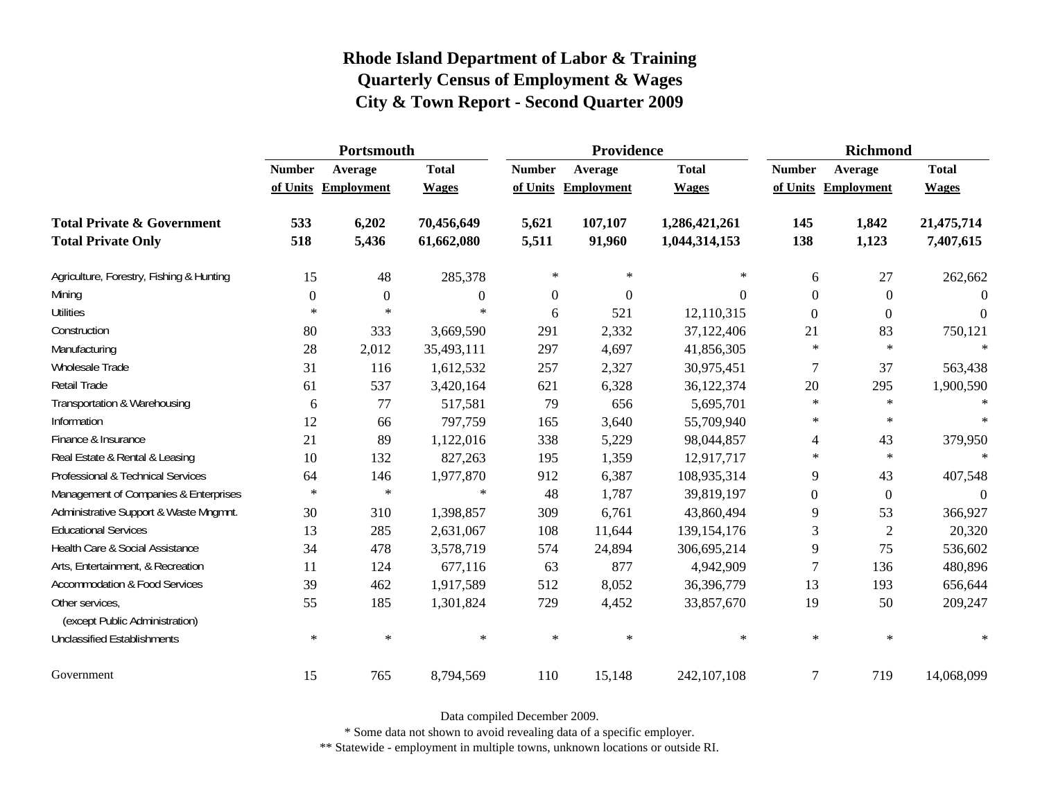# Rhode Island Department of Labor & Training
## Quarterly Census of Employment & Wages
## City & Town Report - Second Quarter 2009

| | Portsmouth | | | Providence | | | Richmond | | |
|---|---|---|---|---|---|---|---|---|---|
| | Number of Units | Average Employment | Total Wages | Number of Units | Average Employment | Total Wages | Number of Units | Average Employment | Total Wages |
| **Total Private & Government** | **533** | **6,202** | **70,456,649** | **5,621** | **107,107** | **1,286,421,261** | **145** | **1,842** | **21,475,714** |
| **Total Private Only** | **518** | **5,436** | **61,662,080** | **5,511** | **91,960** | **1,044,314,153** | **138** | **1,123** | **7,407,615** |
| Agriculture, Forestry, Fishing & Hunting | 15 | 48 | 285,378 | * | * | * | 6 | 27 | 262,662 |
| Mining | 0 | 0 | 0 | 0 | 0 | 0 | 0 | 0 | 0 |
| Utilities | * | * | * | 6 | 521 | 12,110,315 | 0 | 0 | 0 |
| Construction | 80 | 333 | 3,669,590 | 291 | 2,332 | 37,122,406 | 21 | 83 | 750,121 |
| Manufacturing | 28 | 2,012 | 35,493,111 | 297 | 4,697 | 41,856,305 | * | * | * |
| Wholesale Trade | 31 | 116 | 1,612,532 | 257 | 2,327 | 30,975,451 | 7 | 37 | 563,438 |
| Retail Trade | 61 | 537 | 3,420,164 | 621 | 6,328 | 36,122,374 | 20 | 295 | 1,900,590 |
| Transportation & Warehousing | 6 | 77 | 517,581 | 79 | 656 | 5,695,701 | * | * | * |
| Information | 12 | 66 | 797,759 | 165 | 3,640 | 55,709,940 | * | * | * |
| Finance & Insurance | 21 | 89 | 1,122,016 | 338 | 5,229 | 98,044,857 | 4 | 43 | 379,950 |
| Real Estate & Rental & Leasing | 10 | 132 | 827,263 | 195 | 1,359 | 12,917,717 | * | * | * |
| Professional & Technical Services | 64 | 146 | 1,977,870 | 912 | 6,387 | 108,935,314 | 9 | 43 | 407,548 |
| Management of Companies & Enterprises | * | * | * | 48 | 1,787 | 39,819,197 | 0 | 0 | 0 |
| Administrative Support & Waste Mngmnt. | 30 | 310 | 1,398,857 | 309 | 6,761 | 43,860,494 | 9 | 53 | 366,927 |
| Educational Services | 13 | 285 | 2,631,067 | 108 | 11,644 | 139,154,176 | 3 | 2 | 20,320 |
| Health Care & Social Assistance | 34 | 478 | 3,578,719 | 574 | 24,894 | 306,695,214 | 9 | 75 | 536,602 |
| Arts, Entertainment, & Recreation | 11 | 124 | 677,116 | 63 | 877 | 4,942,909 | 7 | 136 | 480,896 |
| Accommodation & Food Services | 39 | 462 | 1,917,589 | 512 | 8,052 | 36,396,779 | 13 | 193 | 656,644 |
| Other services, (except Public Administration) | 55 | 185 | 1,301,824 | 729 | 4,452 | 33,857,670 | 19 | 50 | 209,247 |
| Unclassified Establishments | * | * | * | * | * | * | * | * | * |
| Government | 15 | 765 | 8,794,569 | 110 | 15,148 | 242,107,108 | 7 | 719 | 14,068,099 |

Data compiled December 2009.

* Some data not shown to avoid revealing data of a specific employer.

** Statewide - employment in multiple towns, unknown locations or outside RI.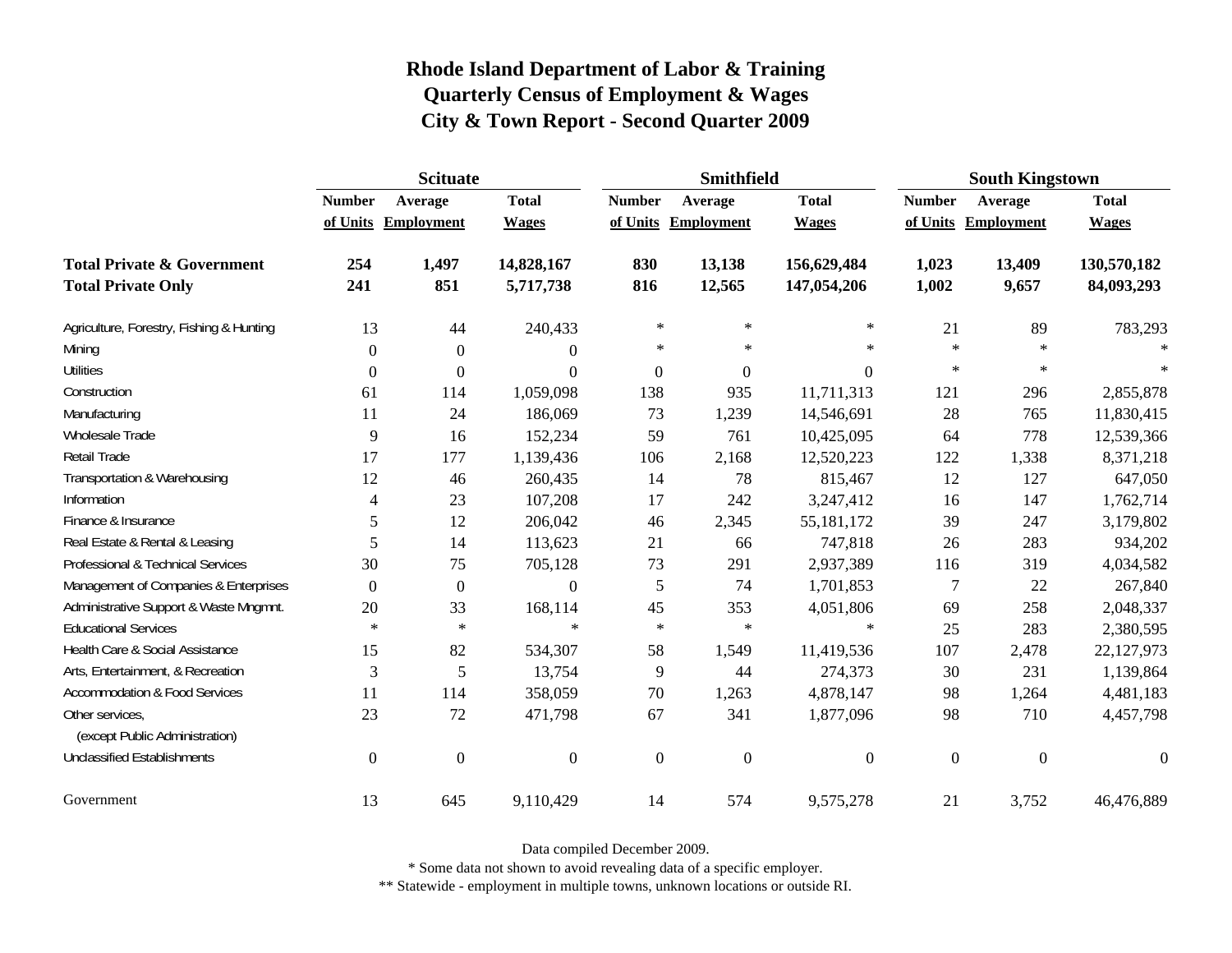# Rhode Island Department of Labor & Training
## Quarterly Census of Employment & Wages
## City & Town Report - Second Quarter 2009

| | Scituate | | | Smithfield | | | South Kingstown | | |
|---|---|---|---|---|---|---|---|---|---|
| | Number of Units | Average Employment | Total Wages | Number of Units | Average Employment | Total Wages | Number of Units | Average Employment | Total Wages |
| **Total Private & Government** | **254** | **1,497** | **14,828,167** | **830** | **13,138** | **156,629,484** | **1,023** | **13,409** | **130,570,182** |
| **Total Private Only** | **241** | **851** | **5,717,738** | **816** | **12,565** | **147,054,206** | **1,002** | **9,657** | **84,093,293** |
| Agriculture, Forestry, Fishing & Hunting | 13 | 44 | 240,433 | * | * | * | 21 | 89 | 783,293 |
| Mining | 0 | 0 | 0 | * | * | * | * | * | * |
| Utilities | 0 | 0 | 0 | 0 | 0 | 0 | * | * | * |
| Construction | 61 | 114 | 1,059,098 | 138 | 935 | 11,711,313 | 121 | 296 | 2,855,878 |
| Manufacturing | 11 | 24 | 186,069 | 73 | 1,239 | 14,546,691 | 28 | 765 | 11,830,415 |
| Wholesale Trade | 9 | 16 | 152,234 | 59 | 761 | 10,425,095 | 64 | 778 | 12,539,366 |
| Retail Trade | 17 | 177 | 1,139,436 | 106 | 2,168 | 12,520,223 | 122 | 1,338 | 8,371,218 |
| Transportation & Warehousing | 12 | 46 | 260,435 | 14 | 78 | 815,467 | 12 | 127 | 647,050 |
| Information | 4 | 23 | 107,208 | 17 | 242 | 3,247,412 | 16 | 147 | 1,762,714 |
| Finance & Insurance | 5 | 12 | 206,042 | 46 | 2,345 | 55,181,172 | 39 | 247 | 3,179,802 |
| Real Estate & Rental & Leasing | 5 | 14 | 113,623 | 21 | 66 | 747,818 | 26 | 283 | 934,202 |
| Professional & Technical Services | 30 | 75 | 705,128 | 73 | 291 | 2,937,389 | 116 | 319 | 4,034,582 |
| Management of Companies & Enterprises | 0 | 0 | 0 | 5 | 74 | 1,701,853 | 7 | 22 | 267,840 |
| Administrative Support & Waste Mngmnt. | 20 | 33 | 168,114 | 45 | 353 | 4,051,806 | 69 | 258 | 2,048,337 |
| Educational Services | * | * | * | * | * | * | 25 | 283 | 2,380,595 |
| Health Care & Social Assistance | 15 | 82 | 534,307 | 58 | 1,549 | 11,419,536 | 107 | 2,478 | 22,127,973 |
| Arts, Entertainment, & Recreation | 3 | 5 | 13,754 | 9 | 44 | 274,373 | 30 | 231 | 1,139,864 |
| Accommodation & Food Services | 11 | 114 | 358,059 | 70 | 1,263 | 4,878,147 | 98 | 1,264 | 4,481,183 |
| Other services, (except Public Administration) | 23 | 72 | 471,798 | 67 | 341 | 1,877,096 | 98 | 710 | 4,457,798 |
| Unclassified Establishments | 0 | 0 | 0 | 0 | 0 | 0 | 0 | 0 | 0 |
| Government | 13 | 645 | 9,110,429 | 14 | 574 | 9,575,278 | 21 | 3,752 | 46,476,889 |

Data compiled December 2009.

* Some data not shown to avoid revealing data of a specific employer.

** Statewide - employment in multiple towns, unknown locations or outside RI.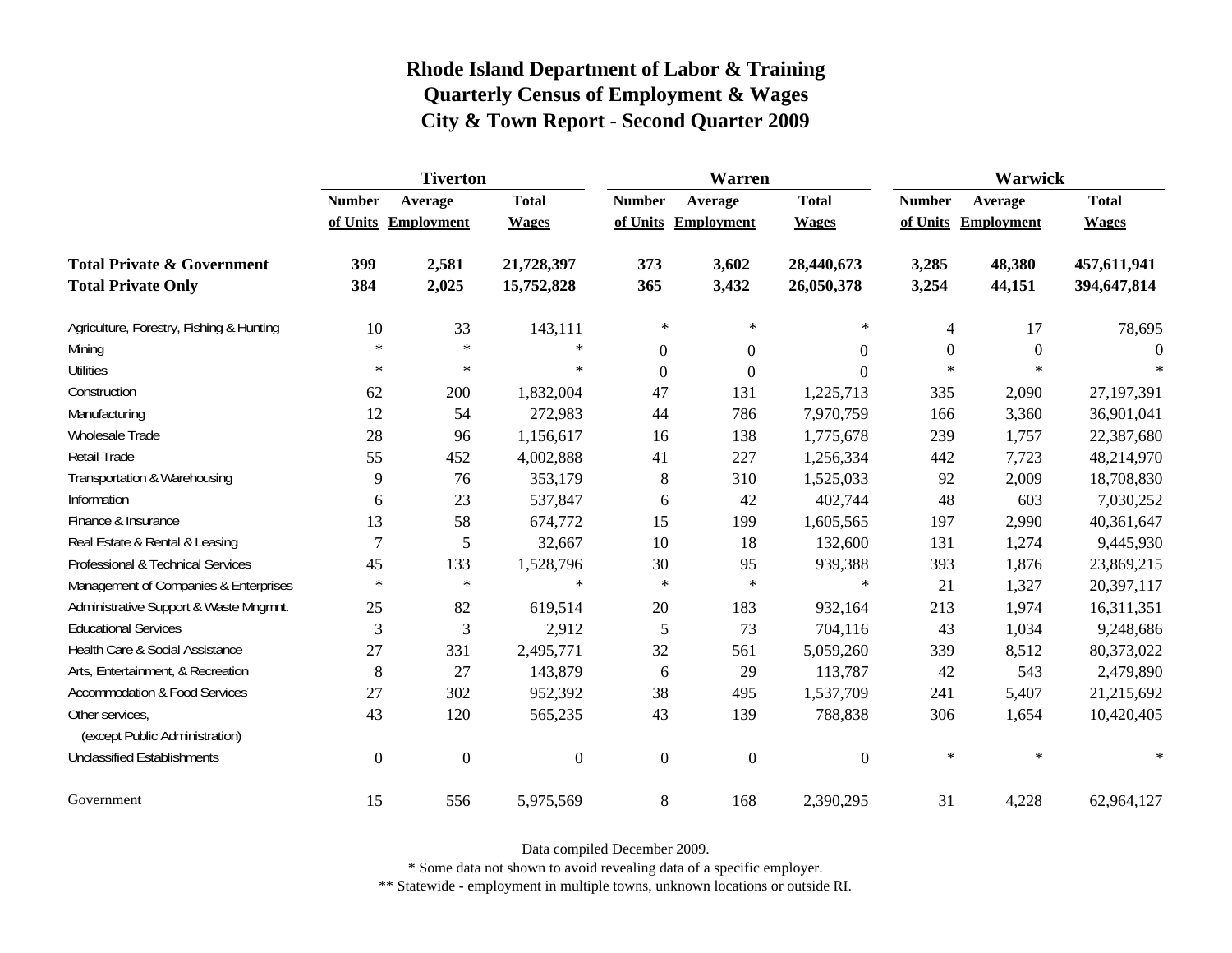# Rhode Island Department of Labor & Training
# Quarterly Census of Employment & Wages
# City & Town Report - Second Quarter 2009

| | Tiverton | | | Warren | | | Warwick | | |
|---|---|---|---|---|---|---|---|---|---|
| | Number of Units | Average Employment | Total Wages | Number of Units | Average Employment | Total Wages | Number of Units | Average Employment | Total Wages |
| **Total Private & Government** | **399** | **2,581** | **21,728,397** | **373** | **3,602** | **28,440,673** | **3,285** | **48,380** | **457,611,941** |
| **Total Private Only** | **384** | **2,025** | **15,752,828** | **365** | **3,432** | **26,050,378** | **3,254** | **44,151** | **394,647,814** |
| Agriculture, Forestry, Fishing & Hunting | 10 | 33 | 143,111 | * | * | * | 4 | 17 | 78,695 |
| Mining | * | * | * | 0 | 0 | 0 | 0 | 0 | 0 |
| Utilities | * | * | * | 0 | 0 | 0 | * | * | * |
| Construction | 62 | 200 | 1,832,004 | 47 | 131 | 1,225,713 | 335 | 2,090 | 27,197,391 |
| Manufacturing | 12 | 54 | 272,983 | 44 | 786 | 7,970,759 | 166 | 3,360 | 36,901,041 |
| Wholesale Trade | 28 | 96 | 1,156,617 | 16 | 138 | 1,775,678 | 239 | 1,757 | 22,387,680 |
| Retail Trade | 55 | 452 | 4,002,888 | 41 | 227 | 1,256,334 | 442 | 7,723 | 48,214,970 |
| Transportation & Warehousing | 9 | 76 | 353,179 | 8 | 310 | 1,525,033 | 92 | 2,009 | 18,708,830 |
| Information | 6 | 23 | 537,847 | 6 | 42 | 402,744 | 48 | 603 | 7,030,252 |
| Finance & Insurance | 13 | 58 | 674,772 | 15 | 199 | 1,605,565 | 197 | 2,990 | 40,361,647 |
| Real Estate & Rental & Leasing | 7 | 5 | 32,667 | 10 | 18 | 132,600 | 131 | 1,274 | 9,445,930 |
| Professional & Technical Services | 45 | 133 | 1,528,796 | 30 | 95 | 939,388 | 393 | 1,876 | 23,869,215 |
| Management of Companies & Enterprises | * | * | * | * | * | * | 21 | 1,327 | 20,397,117 |
| Administrative Support & Waste Mngmnt. | 25 | 82 | 619,514 | 20 | 183 | 932,164 | 213 | 1,974 | 16,311,351 |
| Educational Services | 3 | 3 | 2,912 | 5 | 73 | 704,116 | 43 | 1,034 | 9,248,686 |
| Health Care & Social Assistance | 27 | 331 | 2,495,771 | 32 | 561 | 5,059,260 | 339 | 8,512 | 80,373,022 |
| Arts, Entertainment, & Recreation | 8 | 27 | 143,879 | 6 | 29 | 113,787 | 42 | 543 | 2,479,890 |
| Accommodation & Food Services | 27 | 302 | 952,392 | 38 | 495 | 1,537,709 | 241 | 5,407 | 21,215,692 |
| Other services, (except Public Administration) | 43 | 120 | 565,235 | 43 | 139 | 788,838 | 306 | 1,654 | 10,420,405 |
| Unclassified Establishments | 0 | 0 | 0 | 0 | 0 | 0 | * | * | * |
| Government | 15 | 556 | 5,975,569 | 8 | 168 | 2,390,295 | 31 | 4,228 | 62,964,127 |

Data compiled December 2009.

* Some data not shown to avoid revealing data of a specific employer.

** Statewide - employment in multiple towns, unknown locations or outside RI.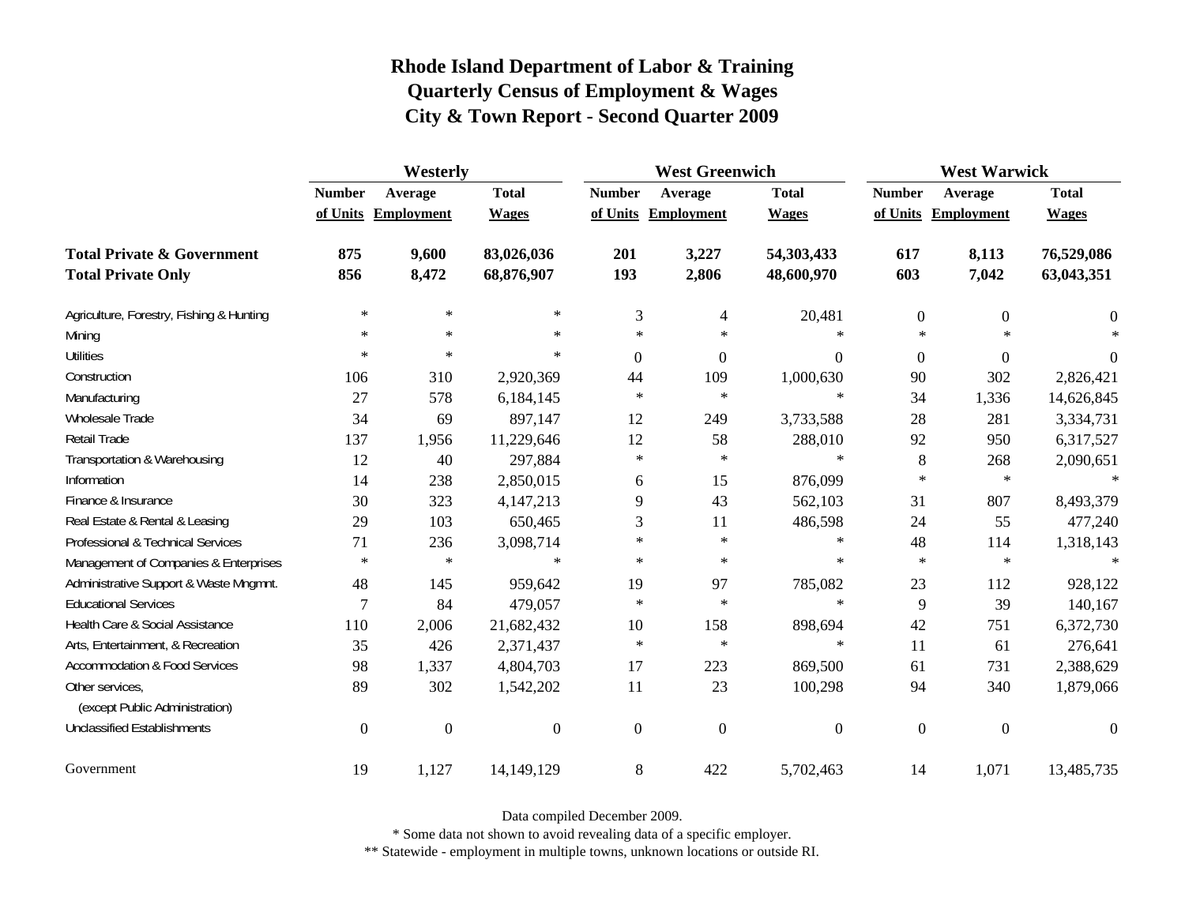# Rhode Island Department of Labor & Training
## Quarterly Census of Employment & Wages
## City & Town Report - Second Quarter 2009

| | Westerly | | | West Greenwich | | | West Warwick | | |
|---|---|---|---|---|---|---|---|---|---|
| | Number of Units | Average Employment | Total Wages | Number of Units | Average Employment | Total Wages | Number of Units | Average Employment | Total Wages |
| **Total Private & Government** | **875** | **9,600** | **83,026,036** | **201** | **3,227** | **54,303,433** | **617** | **8,113** | **76,529,086** |
| **Total Private Only** | **856** | **8,472** | **68,876,907** | **193** | **2,806** | **48,600,970** | **603** | **7,042** | **63,043,351** |
| Agriculture, Forestry, Fishing & Hunting | * | * | * | 3 | 4 | 20,481 | 0 | 0 | 0 |
| Mining | * | * | * | * | * | * | * | * | * |
| Utilities | * | * | * | 0 | 0 | 0 | 0 | 0 | 0 |
| Construction | 106 | 310 | 2,920,369 | 44 | 109 | 1,000,630 | 90 | 302 | 2,826,421 |
| Manufacturing | 27 | 578 | 6,184,145 | * | * | * | 34 | 1,336 | 14,626,845 |
| Wholesale Trade | 34 | 69 | 897,147 | 12 | 249 | 3,733,588 | 28 | 281 | 3,334,731 |
| Retail Trade | 137 | 1,956 | 11,229,646 | 12 | 58 | 288,010 | 92 | 950 | 6,317,527 |
| Transportation & Warehousing | 12 | 40 | 297,884 | * | * | * | 8 | 268 | 2,090,651 |
| Information | 14 | 238 | 2,850,015 | 6 | 15 | 876,099 | * | * | * |
| Finance & Insurance | 30 | 323 | 4,147,213 | 9 | 43 | 562,103 | 31 | 807 | 8,493,379 |
| Real Estate & Rental & Leasing | 29 | 103 | 650,465 | 3 | 11 | 486,598 | 24 | 55 | 477,240 |
| Professional & Technical Services | 71 | 236 | 3,098,714 | * | * | * | 48 | 114 | 1,318,143 |
| Management of Companies & Enterprises | * | * | * | * | * | * | * | * | * |
| Administrative Support & Waste Mngmnt. | 48 | 145 | 959,642 | 19 | 97 | 785,082 | 23 | 112 | 928,122 |
| Educational Services | 7 | 84 | 479,057 | * | * | * | 9 | 39 | 140,167 |
| Health Care & Social Assistance | 110 | 2,006 | 21,682,432 | 10 | 158 | 898,694 | 42 | 751 | 6,372,730 |
| Arts, Entertainment, & Recreation | 35 | 426 | 2,371,437 | * | * | * | 11 | 61 | 276,641 |
| Accommodation & Food Services | 98 | 1,337 | 4,804,703 | 17 | 223 | 869,500 | 61 | 731 | 2,388,629 |
| Other services, (except Public Administration) | 89 | 302 | 1,542,202 | 11 | 23 | 100,298 | 94 | 340 | 1,879,066 |
| Unclassified Establishments | 0 | 0 | 0 | 0 | 0 | 0 | 0 | 0 | 0 |
| Government | 19 | 1,127 | 14,149,129 | 8 | 422 | 5,702,463 | 14 | 1,071 | 13,485,735 |

Data compiled December 2009.

* Some data not shown to avoid revealing data of a specific employer.

** Statewide - employment in multiple towns, unknown locations or outside RI.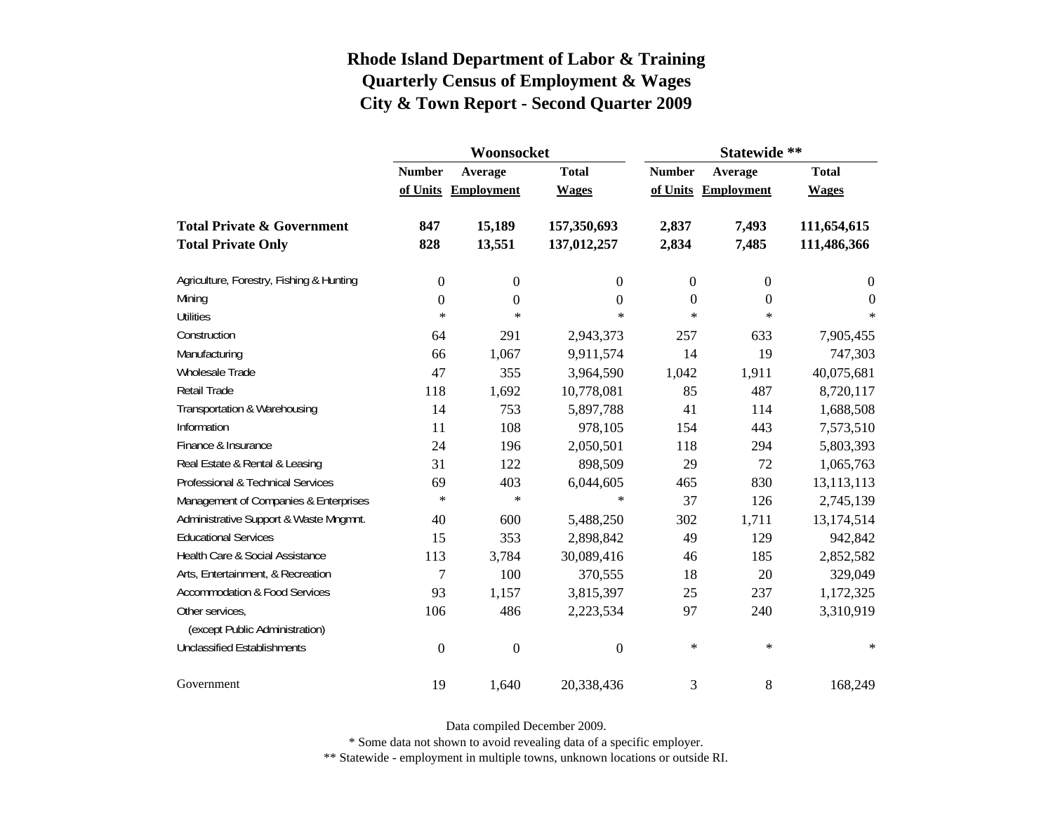# Rhode Island Department of Labor & Training
## Quarterly Census of Employment & Wages
## City & Town Report - Second Quarter 2009

| | Woonsocket | | | Statewide ** | | |
|---|---|---|---|---|---|---|
| | Number of Units | Average Employment | Total Wages | Number of Units | Average Employment | Total Wages |
| **Total Private & Government** | **847** | **15,189** | **157,350,693** | **2,837** | **7,493** | **111,654,615** |
| **Total Private Only** | **828** | **13,551** | **137,012,257** | **2,834** | **7,485** | **111,486,366** |
| Agriculture, Forestry, Fishing & Hunting | 0 | 0 | 0 | 0 | 0 | 0 |
| Mining | 0 | 0 | 0 | 0 | 0 | 0 |
| Utilities | * | * | * | * | * | * |
| Construction | 64 | 291 | 2,943,373 | 257 | 633 | 7,905,455 |
| Manufacturing | 66 | 1,067 | 9,911,574 | 14 | 19 | 747,303 |
| Wholesale Trade | 47 | 355 | 3,964,590 | 1,042 | 1,911 | 40,075,681 |
| Retail Trade | 118 | 1,692 | 10,778,081 | 85 | 487 | 8,720,117 |
| Transportation & Warehousing | 14 | 753 | 5,897,788 | 41 | 114 | 1,688,508 |
| Information | 11 | 108 | 978,105 | 154 | 443 | 7,573,510 |
| Finance & Insurance | 24 | 196 | 2,050,501 | 118 | 294 | 5,803,393 |
| Real Estate & Rental & Leasing | 31 | 122 | 898,509 | 29 | 72 | 1,065,763 |
| Professional & Technical Services | 69 | 403 | 6,044,605 | 465 | 830 | 13,113,113 |
| Management of Companies & Enterprises | * | * | * | 37 | 126 | 2,745,139 |
| Administrative Support & Waste Mngmnt. | 40 | 600 | 5,488,250 | 302 | 1,711 | 13,174,514 |
| Educational Services | 15 | 353 | 2,898,842 | 49 | 129 | 942,842 |
| Health Care & Social Assistance | 113 | 3,784 | 30,089,416 | 46 | 185 | 2,852,582 |
| Arts, Entertainment, & Recreation | 7 | 100 | 370,555 | 18 | 20 | 329,049 |
| Accommodation & Food Services | 93 | 1,157 | 3,815,397 | 25 | 237 | 1,172,325 |
| Other services, (except Public Administration) | 106 | 486 | 2,223,534 | 97 | 240 | 3,310,919 |
| Unclassified Establishments | 0 | 0 | 0 | * | * | * |
| Government | 19 | 1,640 | 20,338,436 | 3 | 8 | 168,249 |

Data compiled December 2009.

* Some data not shown to avoid revealing data of a specific employer.

** Statewide - employment in multiple towns, unknown locations or outside RI.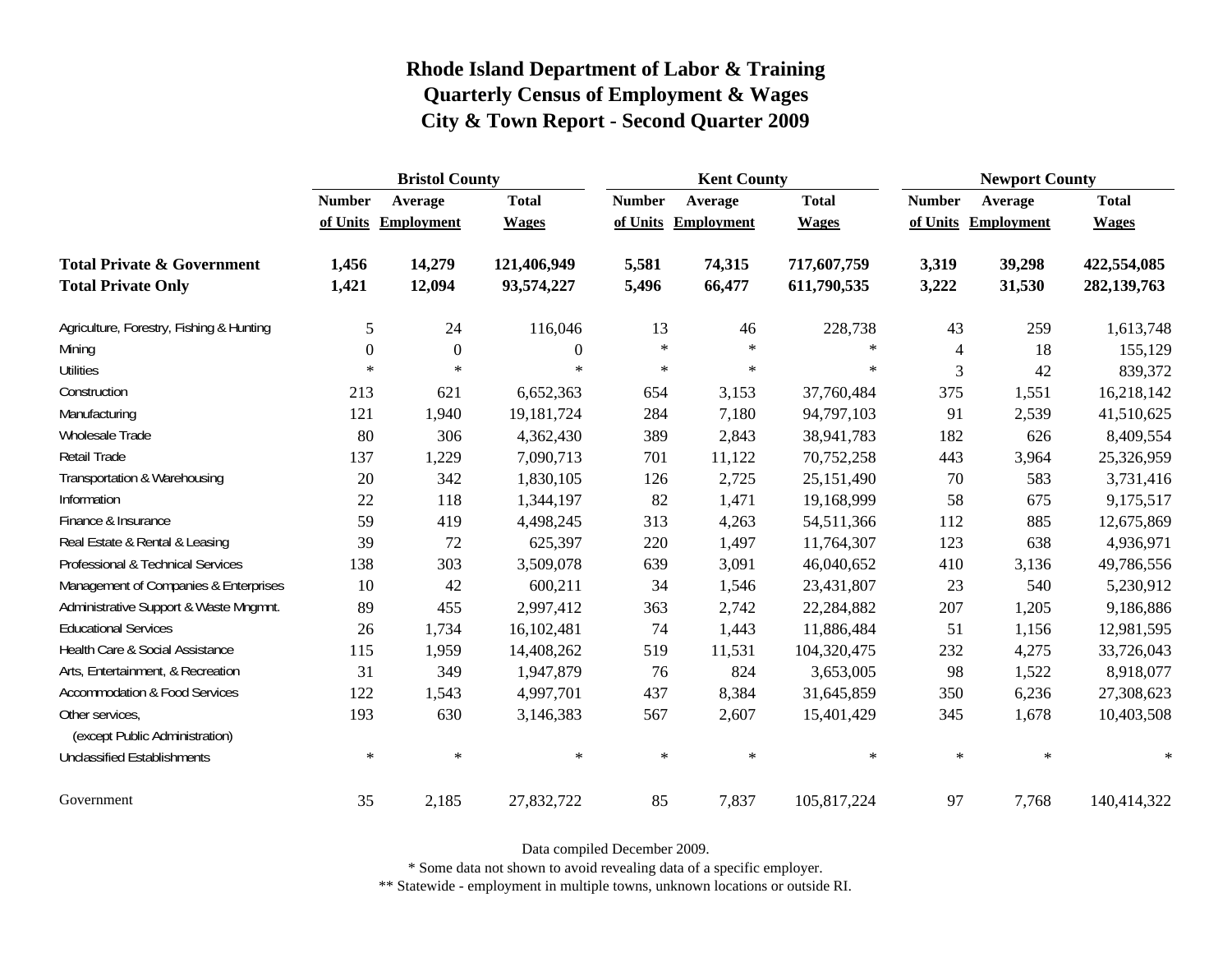# Rhode Island Department of Labor & Training
# Quarterly Census of Employment & Wages
# City & Town Report - Second Quarter 2009

| | Bristol County | | | Kent County | | | Newport County | | |
|---|---|---|---|---|---|---|---|---|---|
| | Number of Units | Average Employment | Total Wages | Number of Units | Average Employment | Total Wages | Number of Units | Average Employment | Total Wages |
| **Total Private & Government** | **1,456** | **14,279** | **121,406,949** | **5,581** | **74,315** | **717,607,759** | **3,319** | **39,298** | **422,554,085** |
| **Total Private Only** | **1,421** | **12,094** | **93,574,227** | **5,496** | **66,477** | **611,790,535** | **3,222** | **31,530** | **282,139,763** |
| Agriculture, Forestry, Fishing & Hunting | 5 | 24 | 116,046 | 13 | 46 | 228,738 | 43 | 259 | 1,613,748 |
| Mining | 0 | 0 | 0 | * | * | * | 4 | 18 | 155,129 |
| Utilities | * | * | * | * | * | * | 3 | 42 | 839,372 |
| Construction | 213 | 621 | 6,652,363 | 654 | 3,153 | 37,760,484 | 375 | 1,551 | 16,218,142 |
| Manufacturing | 121 | 1,940 | 19,181,724 | 284 | 7,180 | 94,797,103 | 91 | 2,539 | 41,510,625 |
| Wholesale Trade | 80 | 306 | 4,362,430 | 389 | 2,843 | 38,941,783 | 182 | 626 | 8,409,554 |
| Retail Trade | 137 | 1,229 | 7,090,713 | 701 | 11,122 | 70,752,258 | 443 | 3,964 | 25,326,959 |
| Transportation & Warehousing | 20 | 342 | 1,830,105 | 126 | 2,725 | 25,151,490 | 70 | 583 | 3,731,416 |
| Information | 22 | 118 | 1,344,197 | 82 | 1,471 | 19,168,999 | 58 | 675 | 9,175,517 |
| Finance & Insurance | 59 | 419 | 4,498,245 | 313 | 4,263 | 54,511,366 | 112 | 885 | 12,675,869 |
| Real Estate & Rental & Leasing | 39 | 72 | 625,397 | 220 | 1,497 | 11,764,307 | 123 | 638 | 4,936,971 |
| Professional & Technical Services | 138 | 303 | 3,509,078 | 639 | 3,091 | 46,040,652 | 410 | 3,136 | 49,786,556 |
| Management of Companies & Enterprises | 10 | 42 | 600,211 | 34 | 1,546 | 23,431,807 | 23 | 540 | 5,230,912 |
| Administrative Support & Waste Mngmnt. | 89 | 455 | 2,997,412 | 363 | 2,742 | 22,284,882 | 207 | 1,205 | 9,186,886 |
| Educational Services | 26 | 1,734 | 16,102,481 | 74 | 1,443 | 11,886,484 | 51 | 1,156 | 12,981,595 |
| Health Care & Social Assistance | 115 | 1,959 | 14,408,262 | 519 | 11,531 | 104,320,475 | 232 | 4,275 | 33,726,043 |
| Arts, Entertainment, & Recreation | 31 | 349 | 1,947,879 | 76 | 824 | 3,653,005 | 98 | 1,522 | 8,918,077 |
| Accommodation & Food Services | 122 | 1,543 | 4,997,701 | 437 | 8,384 | 31,645,859 | 350 | 6,236 | 27,308,623 |
| Other services, (except Public Administration) | 193 | 630 | 3,146,383 | 567 | 2,607 | 15,401,429 | 345 | 1,678 | 10,403,508 |
| Unclassified Establishments | * | * | * | * | * | * | * | * | * |
| Government | 35 | 2,185 | 27,832,722 | 85 | 7,837 | 105,817,224 | 97 | 7,768 | 140,414,322 |

Data compiled December 2009.

* Some data not shown to avoid revealing data of a specific employer.

** Statewide - employment in multiple towns, unknown locations or outside RI.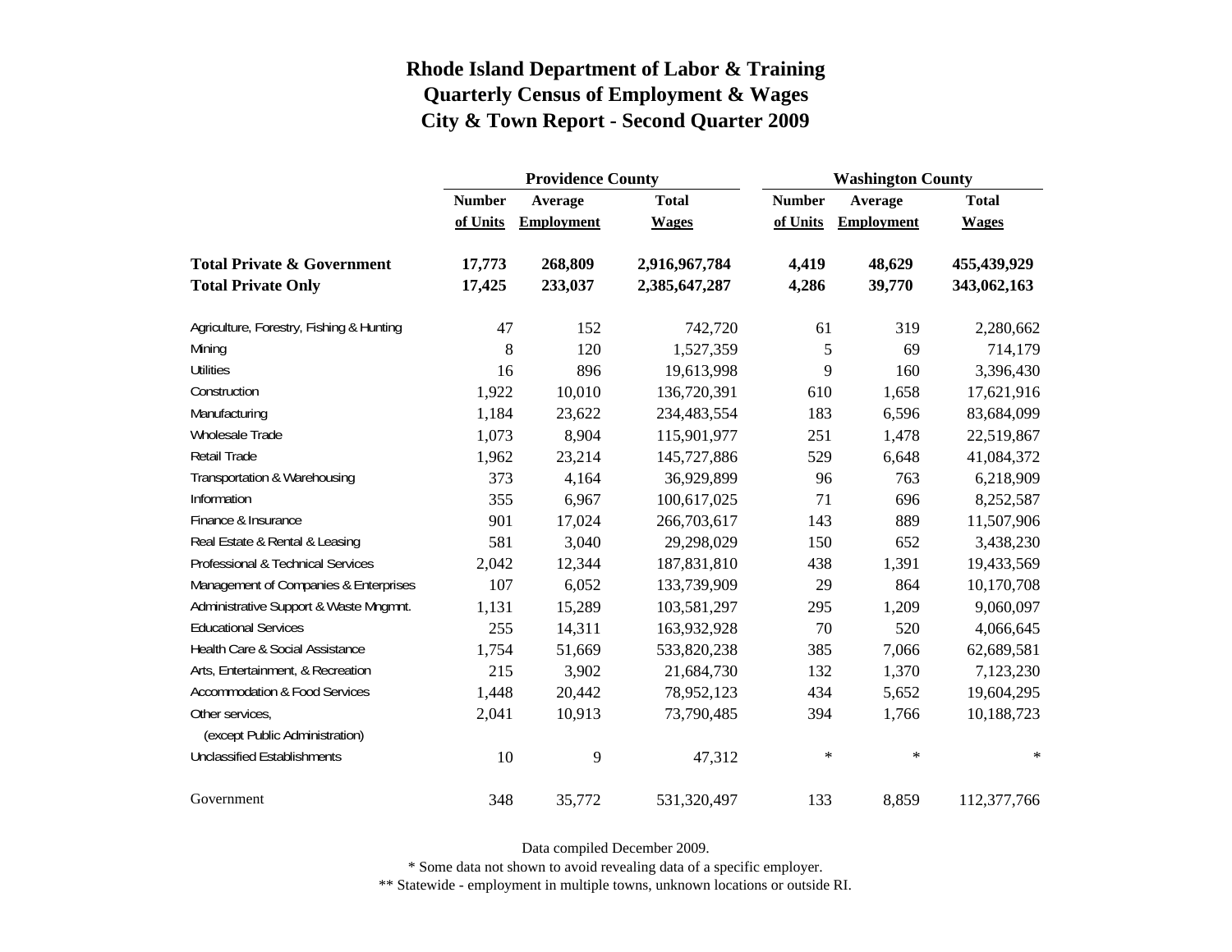# Rhode Island Department of Labor & Training
## Quarterly Census of Employment & Wages
## City & Town Report - Second Quarter 2009

| | Providence County | | | Washington County | | |
|---|---|---|---|---|---|---|
| | Number of Units | Average Employment | Total Wages | Number of Units | Average Employment | Total Wages |
| **Total Private & Government** | **17,773** | **268,809** | **2,916,967,784** | **4,419** | **48,629** | **455,439,929** |
| **Total Private Only** | **17,425** | **233,037** | **2,385,647,287** | **4,286** | **39,770** | **343,062,163** |
| Agriculture, Forestry, Fishing & Hunting | 47 | 152 | 742,720 | 61 | 319 | 2,280,662 |
| Mining | 8 | 120 | 1,527,359 | 5 | 69 | 714,179 |
| Utilities | 16 | 896 | 19,613,998 | 9 | 160 | 3,396,430 |
| Construction | 1,922 | 10,010 | 136,720,391 | 610 | 1,658 | 17,621,916 |
| Manufacturing | 1,184 | 23,622 | 234,483,554 | 183 | 6,596 | 83,684,099 |
| Wholesale Trade | 1,073 | 8,904 | 115,901,977 | 251 | 1,478 | 22,519,867 |
| Retail Trade | 1,962 | 23,214 | 145,727,886 | 529 | 6,648 | 41,084,372 |
| Transportation & Warehousing | 373 | 4,164 | 36,929,899 | 96 | 763 | 6,218,909 |
| Information | 355 | 6,967 | 100,617,025 | 71 | 696 | 8,252,587 |
| Finance & Insurance | 901 | 17,024 | 266,703,617 | 143 | 889 | 11,507,906 |
| Real Estate & Rental & Leasing | 581 | 3,040 | 29,298,029 | 150 | 652 | 3,438,230 |
| Professional & Technical Services | 2,042 | 12,344 | 187,831,810 | 438 | 1,391 | 19,433,569 |
| Management of Companies & Enterprises | 107 | 6,052 | 133,739,909 | 29 | 864 | 10,170,708 |
| Administrative Support & Waste Mngmnt. | 1,131 | 15,289 | 103,581,297 | 295 | 1,209 | 9,060,097 |
| Educational Services | 255 | 14,311 | 163,932,928 | 70 | 520 | 4,066,645 |
| Health Care & Social Assistance | 1,754 | 51,669 | 533,820,238 | 385 | 7,066 | 62,689,581 |
| Arts, Entertainment, & Recreation | 215 | 3,902 | 21,684,730 | 132 | 1,370 | 7,123,230 |
| Accommodation & Food Services | 1,448 | 20,442 | 78,952,123 | 434 | 5,652 | 19,604,295 |
| Other services, (except Public Administration) | 2,041 | 10,913 | 73,790,485 | 394 | 1,766 | 10,188,723 |
| Unclassified Establishments | 10 | 9 | 47,312 | * | * | * |
| Government | 348 | 35,772 | 531,320,497 | 133 | 8,859 | 112,377,766 |

Data compiled December 2009.

* Some data not shown to avoid revealing data of a specific employer.

** Statewide - employment in multiple towns, unknown locations or outside RI.